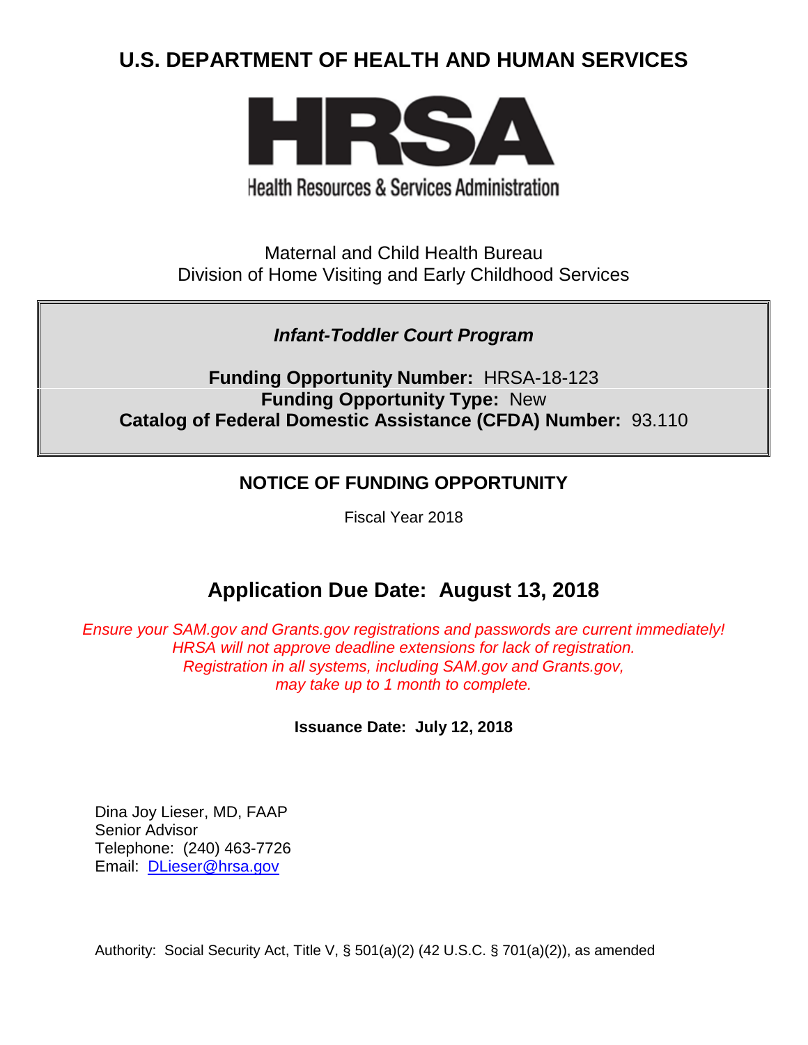# U.S. DEPARTMENT OF HEALTH AND HUMAN SERVICES

**HRSA**

Health Resources & Services Administration

Maternal and Child Health Bureau
Division of Home Visiting and Early Childhood Services

***Infant-Toddler Court Program***

**Funding Opportunity Number:** HRSA-18-123
**Funding Opportunity Type:** New
**Catalog of Federal Domestic Assistance (CFDA) Number:** 93.110

## NOTICE OF FUNDING OPPORTUNITY

Fiscal Year 2018

## Application Due Date: August 13, 2018

*Ensure your SAM.gov and Grants.gov registrations and passwords are current immediately!*
*HRSA will not approve deadline extensions for lack of registration.*
*Registration in all systems, including SAM.gov and Grants.gov,*
*may take up to 1 month to complete.*

**Issuance Date: July 12, 2018**

Dina Joy Lieser, MD, FAAP
Senior Advisor
Telephone: (240) 463-7726
Email: [DLieser@hrsa.gov](mailto:DLieser@hrsa.gov)

Authority: Social Security Act, Title V, § 501(a)(2) (42 U.S.C. § 701(a)(2)), as amended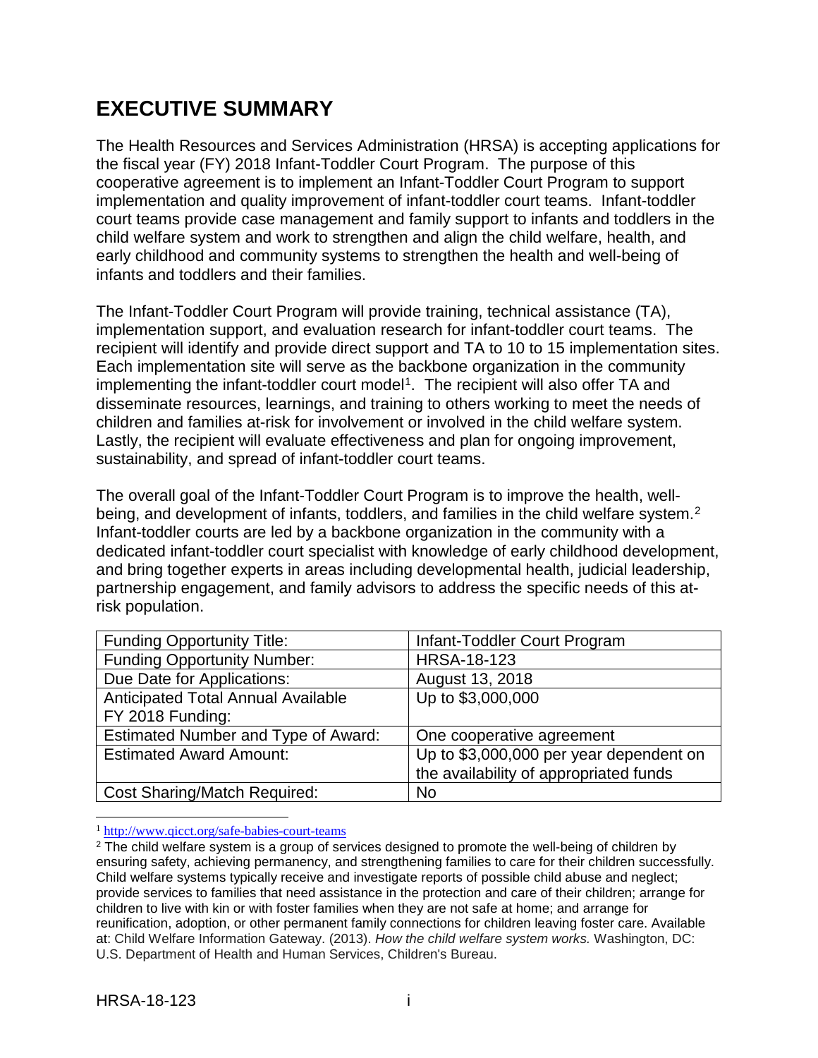# EXECUTIVE SUMMARY

The Health Resources and Services Administration (HRSA) is accepting applications for the fiscal year (FY) 2018 Infant-Toddler Court Program. The purpose of this cooperative agreement is to implement an Infant-Toddler Court Program to support implementation and quality improvement of infant-toddler court teams. Infant-toddler court teams provide case management and family support to infants and toddlers in the child welfare system and work to strengthen and align the child welfare, health, and early childhood and community systems to strengthen the health and well-being of infants and toddlers and their families.

The Infant-Toddler Court Program will provide training, technical assistance (TA), implementation support, and evaluation research for infant-toddler court teams. The recipient will identify and provide direct support and TA to 10 to 15 implementation sites. Each implementation site will serve as the backbone organization in the community implementing the infant-toddler court model[1]. The recipient will also offer TA and disseminate resources, learnings, and training to others working to meet the needs of children and families at-risk for involvement or involved in the child welfare system. Lastly, the recipient will evaluate effectiveness and plan for ongoing improvement, sustainability, and spread of infant-toddler court teams.

The overall goal of the Infant-Toddler Court Program is to improve the health, well-being, and development of infants, toddlers, and families in the child welfare system.[2] Infant-toddler courts are led by a backbone organization in the community with a dedicated infant-toddler court specialist with knowledge of early childhood development, and bring together experts in areas including developmental health, judicial leadership, partnership engagement, and family advisors to address the specific needs of this at-risk population.

| Funding Opportunity Title: | Infant-Toddler Court Program |
|---|---|
| Funding Opportunity Number: | HRSA-18-123 |
| Due Date for Applications: | August 13, 2018 |
| Anticipated Total Annual Available FY 2018 Funding: | Up to $3,000,000 |
| Estimated Number and Type of Award: | One cooperative agreement |
| Estimated Award Amount: | Up to $3,000,000 per year dependent on the availability of appropriated funds |
| Cost Sharing/Match Required: | No |

[1] http://www.qicct.org/safe-babies-court-teams

[2] The child welfare system is a group of services designed to promote the well-being of children by ensuring safety, achieving permanency, and strengthening families to care for their children successfully. Child welfare systems typically receive and investigate reports of possible child abuse and neglect; provide services to families that need assistance in the protection and care of their children; arrange for children to live with kin or with foster families when they are not safe at home; and arrange for reunification, adoption, or other permanent family connections for children leaving foster care. Available at: Child Welfare Information Gateway. (2013). *How the child welfare system works.* Washington, DC: U.S. Department of Health and Human Services, Children's Bureau.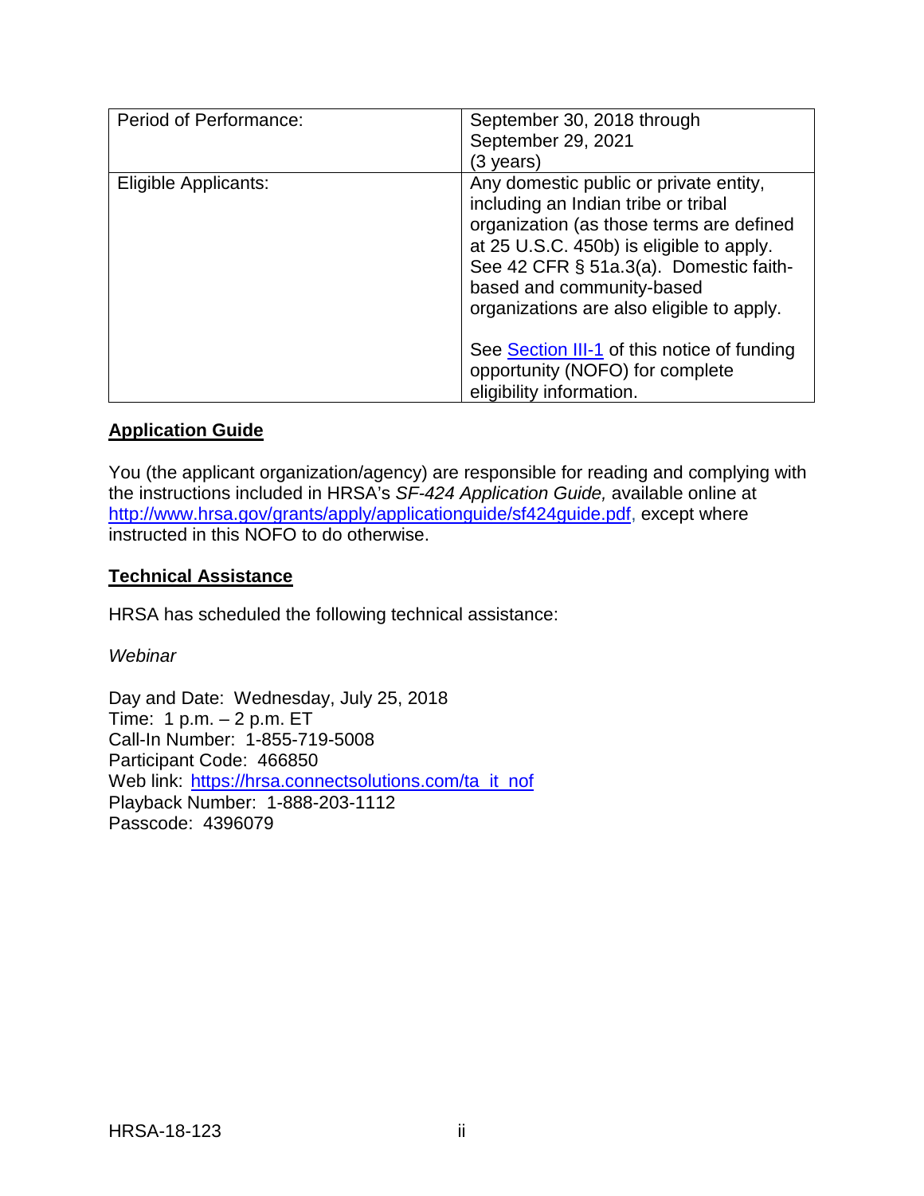| Period of Performance: | September 30, 2018 through September 29, 2021 (3 years) |
| --- | --- |
| Eligible Applicants: | Any domestic public or private entity, including an Indian tribe or tribal organization (as those terms are defined at 25 U.S.C. 450b) is eligible to apply. See 42 CFR § 51a.3(a). Domestic faith-based and community-based organizations are also eligible to apply.<br><br>See [Section III-1](#) of this notice of funding opportunity (NOFO) for complete eligibility information. |

## Application Guide

You (the applicant organization/agency) are responsible for reading and complying with the instructions included in HRSA's *SF-424 Application Guide,* available online at [http://www.hrsa.gov/grants/apply/applicationguide/sf424guide.pdf](http://www.hrsa.gov/grants/apply/applicationguide/sf424guide.pdf), except where instructed in this NOFO to do otherwise.

## Technical Assistance

HRSA has scheduled the following technical assistance:

*Webinar*

Day and Date: Wednesday, July 25, 2018
Time: 1 p.m. – 2 p.m. ET
Call-In Number: 1-855-719-5008
Participant Code: 466850
Web link: [https://hrsa.connectsolutions.com/ta_it_nof](https://hrsa.connectsolutions.com/ta_it_nof)
Playback Number: 1-888-203-1112
Passcode: 4396079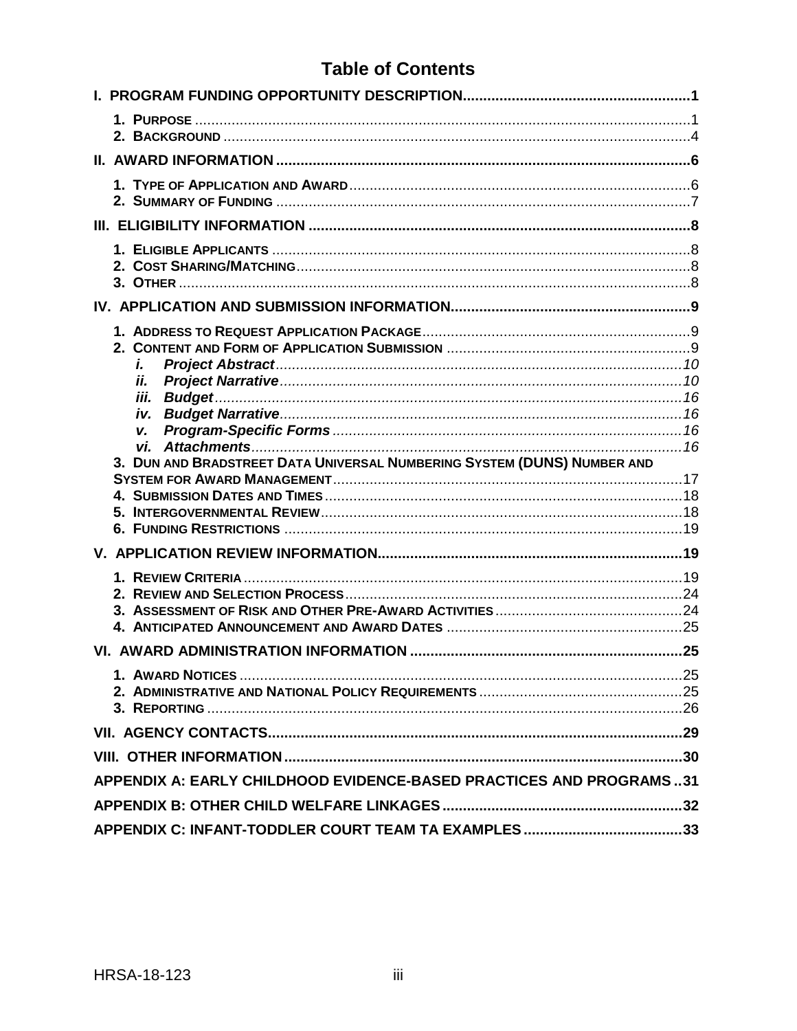# Table of Contents

**I. PROGRAM FUNDING OPPORTUNITY DESCRIPTION** ....... 1

1. **Purpose** ....... 1
2. **Background** ....... 4

**II. AWARD INFORMATION** ....... 6

1. **Type of Application and Award** ....... 6
2. **Summary of Funding** ....... 7

**III. ELIGIBILITY INFORMATION** ....... 8

1. **Eligible Applicants** ....... 8
2. **Cost Sharing/Matching** ....... 8
3. **Other** ....... 8

**IV. APPLICATION AND SUBMISSION INFORMATION** ....... 9

1. **Address to Request Application Package** ....... 9
2. **Content and Form of Application Submission** ....... 9
   - *i.* ***Project Abstract*** ....... *10*
   - *ii.* ***Project Narrative*** ....... *10*
   - *iii.* ***Budget*** ....... *16*
   - *iv.* ***Budget Narrative*** ....... *16*
   - *v.* ***Program-Specific Forms*** ....... *16*
   - *vi.* ***Attachments*** ....... *16*
3. **Dun and Bradstreet Data Universal Numbering System (DUNS) Number and System for Award Management** ....... 17
4. **Submission Dates and Times** ....... 18
5. **Intergovernmental Review** ....... 18
6. **Funding Restrictions** ....... 19

**V. APPLICATION REVIEW INFORMATION** ....... 19

1. **Review Criteria** ....... 19
2. **Review and Selection Process** ....... 24
3. **Assessment of Risk and Other Pre-Award Activities** ....... 24
4. **Anticipated Announcement and Award Dates** ....... 25

**VI. AWARD ADMINISTRATION INFORMATION** ....... 25

1. **Award Notices** ....... 25
2. **Administrative and National Policy Requirements** ....... 25
3. **Reporting** ....... 26

**VII. AGENCY CONTACTS** ....... 29

**VIII. OTHER INFORMATION** ....... 30

**APPENDIX A: EARLY CHILDHOOD EVIDENCE-BASED PRACTICES AND PROGRAMS** ....... 31

**APPENDIX B: OTHER CHILD WELFARE LINKAGES** ....... 32

**APPENDIX C: INFANT-TODDLER COURT TEAM TA EXAMPLES** ....... 33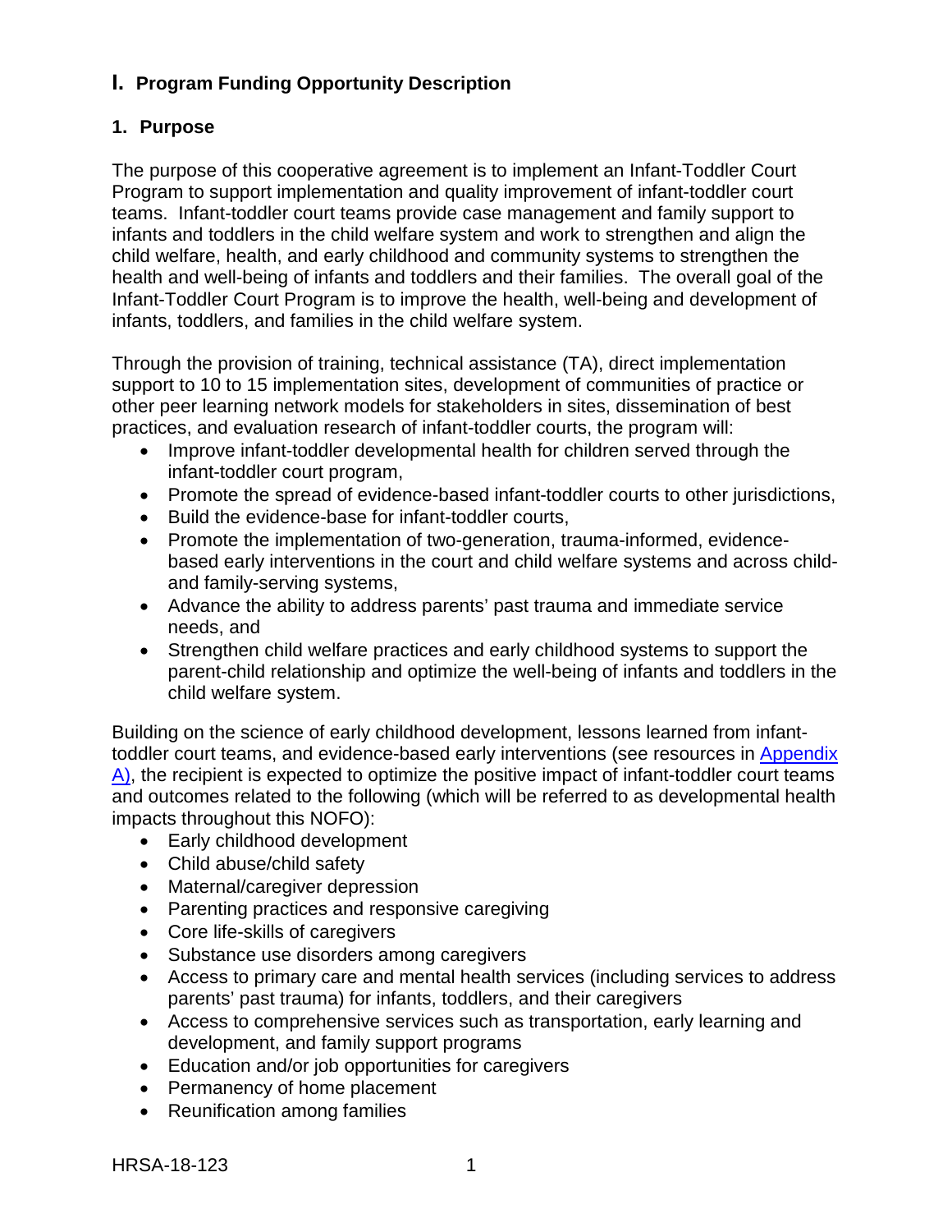# I. Program Funding Opportunity Description

## 1. Purpose

The purpose of this cooperative agreement is to implement an Infant-Toddler Court Program to support implementation and quality improvement of infant-toddler court teams. Infant-toddler court teams provide case management and family support to infants and toddlers in the child welfare system and work to strengthen and align the child welfare, health, and early childhood and community systems to strengthen the health and well-being of infants and toddlers and their families. The overall goal of the Infant-Toddler Court Program is to improve the health, well-being and development of infants, toddlers, and families in the child welfare system.

Through the provision of training, technical assistance (TA), direct implementation support to 10 to 15 implementation sites, development of communities of practice or other peer learning network models for stakeholders in sites, dissemination of best practices, and evaluation research of infant-toddler courts, the program will:

- Improve infant-toddler developmental health for children served through the infant-toddler court program,
- Promote the spread of evidence-based infant-toddler courts to other jurisdictions,
- Build the evidence-base for infant-toddler courts,
- Promote the implementation of two-generation, trauma-informed, evidence-based early interventions in the court and child welfare systems and across child- and family-serving systems,
- Advance the ability to address parents' past trauma and immediate service needs, and
- Strengthen child welfare practices and early childhood systems to support the parent-child relationship and optimize the well-being of infants and toddlers in the child welfare system.

Building on the science of early childhood development, lessons learned from infant-toddler court teams, and evidence-based early interventions (see resources in Appendix A), the recipient is expected to optimize the positive impact of infant-toddler court teams and outcomes related to the following (which will be referred to as developmental health impacts throughout this NOFO):

- Early childhood development
- Child abuse/child safety
- Maternal/caregiver depression
- Parenting practices and responsive caregiving
- Core life-skills of caregivers
- Substance use disorders among caregivers
- Access to primary care and mental health services (including services to address parents' past trauma) for infants, toddlers, and their caregivers
- Access to comprehensive services such as transportation, early learning and development, and family support programs
- Education and/or job opportunities for caregivers
- Permanency of home placement
- Reunification among families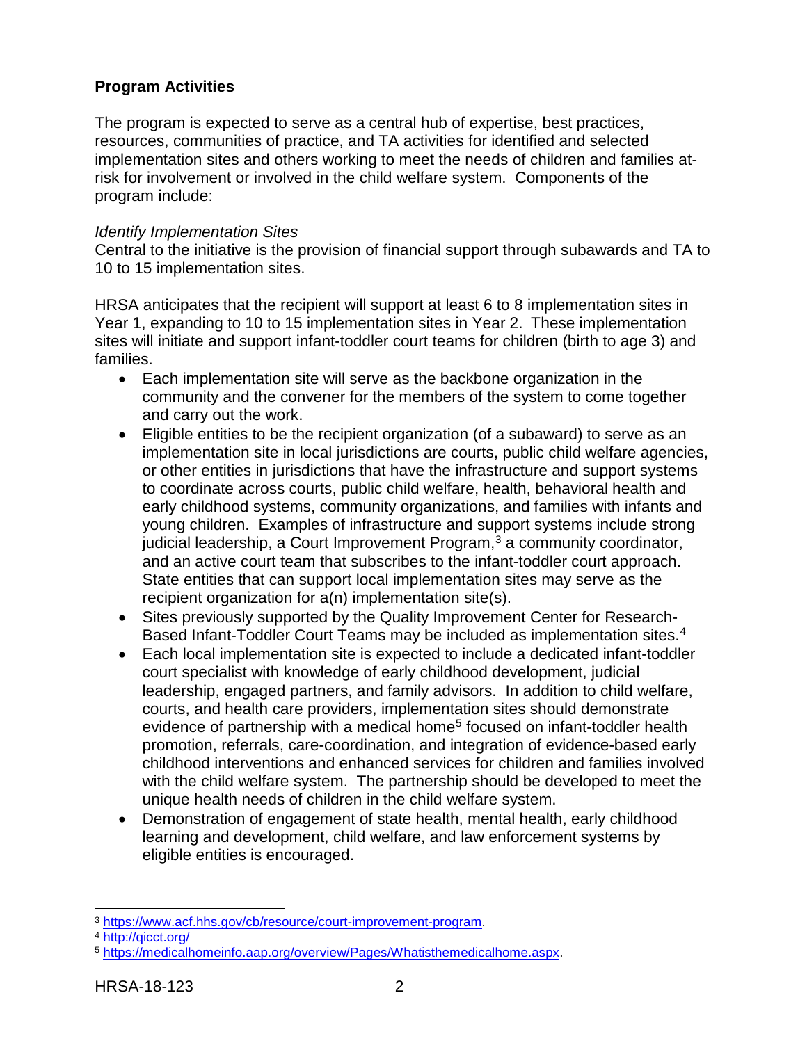**Program Activities**

The program is expected to serve as a central hub of expertise, best practices, resources, communities of practice, and TA activities for identified and selected implementation sites and others working to meet the needs of children and families at-risk for involvement or involved in the child welfare system. Components of the program include:

*Identify Implementation Sites*
Central to the initiative is the provision of financial support through subawards and TA to 10 to 15 implementation sites.

HRSA anticipates that the recipient will support at least 6 to 8 implementation sites in Year 1, expanding to 10 to 15 implementation sites in Year 2. These implementation sites will initiate and support infant-toddler court teams for children (birth to age 3) and families.

- Each implementation site will serve as the backbone organization in the community and the convener for the members of the system to come together and carry out the work.
- Eligible entities to be the recipient organization (of a subaward) to serve as an implementation site in local jurisdictions are courts, public child welfare agencies, or other entities in jurisdictions that have the infrastructure and support systems to coordinate across courts, public child welfare, health, behavioral health and early childhood systems, community organizations, and families with infants and young children. Examples of infrastructure and support systems include strong judicial leadership, a Court Improvement Program,[3] a community coordinator, and an active court team that subscribes to the infant-toddler court approach. State entities that can support local implementation sites may serve as the recipient organization for a(n) implementation site(s).
- Sites previously supported by the Quality Improvement Center for Research-Based Infant-Toddler Court Teams may be included as implementation sites.[4]
- Each local implementation site is expected to include a dedicated infant-toddler court specialist with knowledge of early childhood development, judicial leadership, engaged partners, and family advisors. In addition to child welfare, courts, and health care providers, implementation sites should demonstrate evidence of partnership with a medical home[5] focused on infant-toddler health promotion, referrals, care-coordination, and integration of evidence-based early childhood interventions and enhanced services for children and families involved with the child welfare system. The partnership should be developed to meet the unique health needs of children in the child welfare system.
- Demonstration of engagement of state health, mental health, early childhood learning and development, child welfare, and law enforcement systems by eligible entities is encouraged.

---

[3] https://www.acf.hhs.gov/cb/resource/court-improvement-program.

[4] http://qicct.org/

[5] https://medicalhomeinfo.aap.org/overview/Pages/Whatisthemedicalhome.aspx.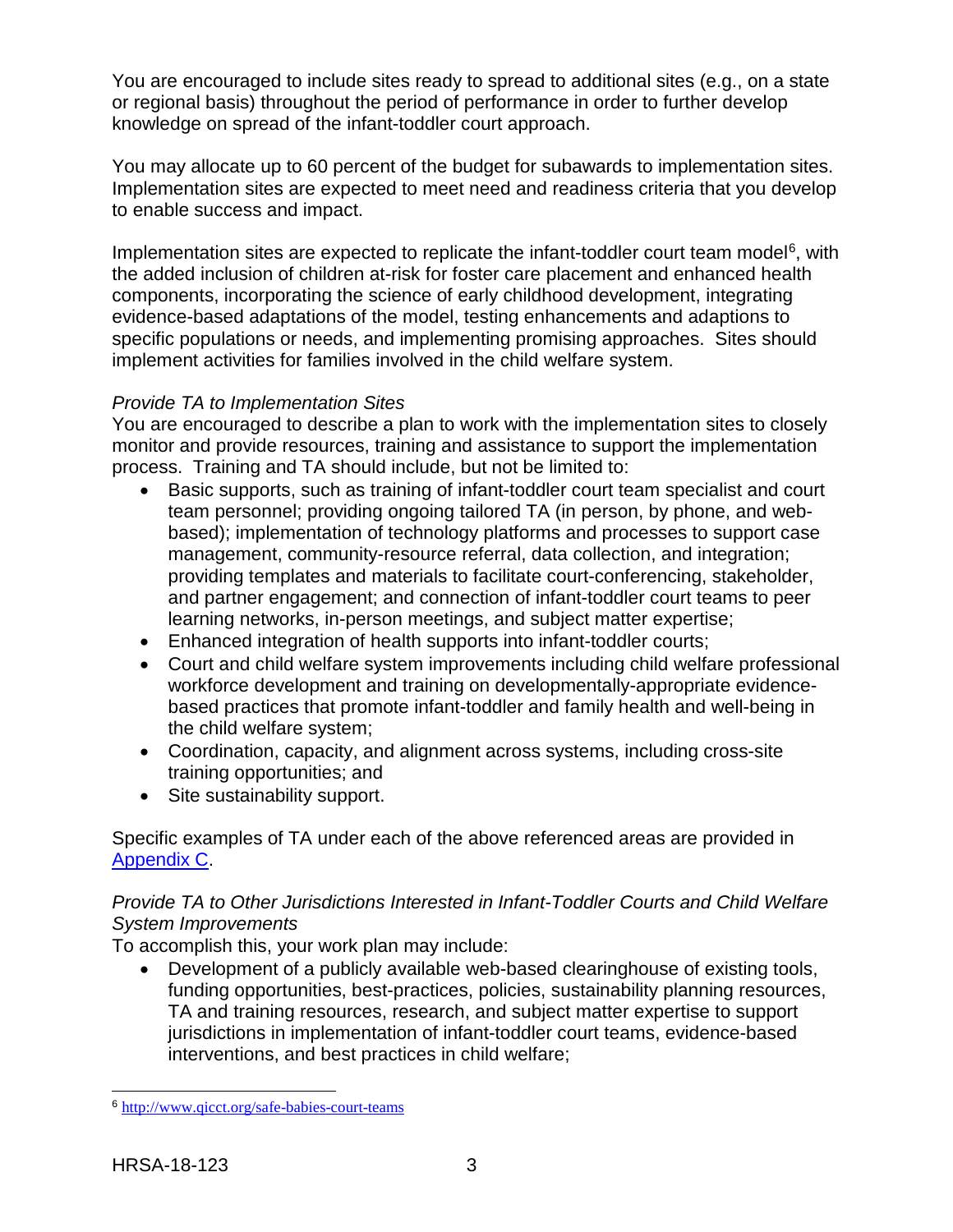You are encouraged to include sites ready to spread to additional sites (e.g., on a state or regional basis) throughout the period of performance in order to further develop knowledge on spread of the infant-toddler court approach.

You may allocate up to 60 percent of the budget for subawards to implementation sites. Implementation sites are expected to meet need and readiness criteria that you develop to enable success and impact.

Implementation sites are expected to replicate the infant-toddler court team model[6], with the added inclusion of children at-risk for foster care placement and enhanced health components, incorporating the science of early childhood development, integrating evidence-based adaptations of the model, testing enhancements and adaptions to specific populations or needs, and implementing promising approaches. Sites should implement activities for families involved in the child welfare system.

*Provide TA to Implementation Sites*

You are encouraged to describe a plan to work with the implementation sites to closely monitor and provide resources, training and assistance to support the implementation process. Training and TA should include, but not be limited to:

- Basic supports, such as training of infant-toddler court team specialist and court team personnel; providing ongoing tailored TA (in person, by phone, and web-based); implementation of technology platforms and processes to support case management, community-resource referral, data collection, and integration; providing templates and materials to facilitate court-conferencing, stakeholder, and partner engagement; and connection of infant-toddler court teams to peer learning networks, in-person meetings, and subject matter expertise;
- Enhanced integration of health supports into infant-toddler courts;
- Court and child welfare system improvements including child welfare professional workforce development and training on developmentally-appropriate evidence-based practices that promote infant-toddler and family health and well-being in the child welfare system;
- Coordination, capacity, and alignment across systems, including cross-site training opportunities; and
- Site sustainability support.

Specific examples of TA under each of the above referenced areas are provided in Appendix C.

*Provide TA to Other Jurisdictions Interested in Infant-Toddler Courts and Child Welfare System Improvements*

To accomplish this, your work plan may include:

- Development of a publicly available web-based clearinghouse of existing tools, funding opportunities, best-practices, policies, sustainability planning resources, TA and training resources, research, and subject matter expertise to support jurisdictions in implementation of infant-toddler court teams, evidence-based interventions, and best practices in child welfare;

[6] http://www.qicct.org/safe-babies-court-teams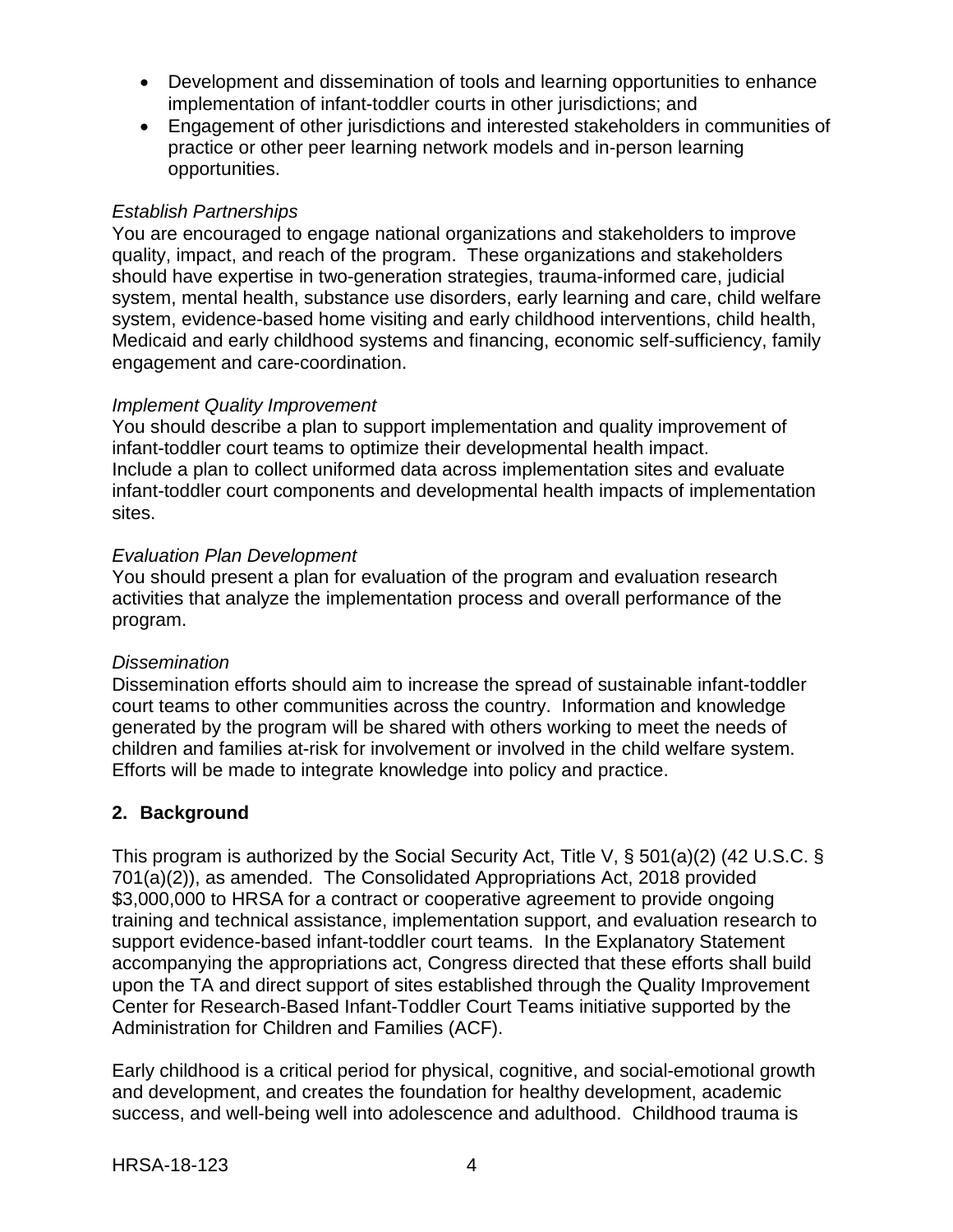- Development and dissemination of tools and learning opportunities to enhance implementation of infant-toddler courts in other jurisdictions; and
- Engagement of other jurisdictions and interested stakeholders in communities of practice or other peer learning network models and in-person learning opportunities.

*Establish Partnerships*
You are encouraged to engage national organizations and stakeholders to improve quality, impact, and reach of the program. These organizations and stakeholders should have expertise in two-generation strategies, trauma-informed care, judicial system, mental health, substance use disorders, early learning and care, child welfare system, evidence-based home visiting and early childhood interventions, child health, Medicaid and early childhood systems and financing, economic self-sufficiency, family engagement and care-coordination.

*Implement Quality Improvement*
You should describe a plan to support implementation and quality improvement of infant-toddler court teams to optimize their developmental health impact. Include a plan to collect uniformed data across implementation sites and evaluate infant-toddler court components and developmental health impacts of implementation sites.

*Evaluation Plan Development*
You should present a plan for evaluation of the program and evaluation research activities that analyze the implementation process and overall performance of the program.

*Dissemination*
Dissemination efforts should aim to increase the spread of sustainable infant-toddler court teams to other communities across the country. Information and knowledge generated by the program will be shared with others working to meet the needs of children and families at-risk for involvement or involved in the child welfare system. Efforts will be made to integrate knowledge into policy and practice.

## 2. Background

This program is authorized by the Social Security Act, Title V, § 501(a)(2) (42 U.S.C. § 701(a)(2)), as amended. The Consolidated Appropriations Act, 2018 provided $3,000,000 to HRSA for a contract or cooperative agreement to provide ongoing training and technical assistance, implementation support, and evaluation research to support evidence-based infant-toddler court teams. In the Explanatory Statement accompanying the appropriations act, Congress directed that these efforts shall build upon the TA and direct support of sites established through the Quality Improvement Center for Research-Based Infant-Toddler Court Teams initiative supported by the Administration for Children and Families (ACF).

Early childhood is a critical period for physical, cognitive, and social-emotional growth and development, and creates the foundation for healthy development, academic success, and well-being well into adolescence and adulthood. Childhood trauma is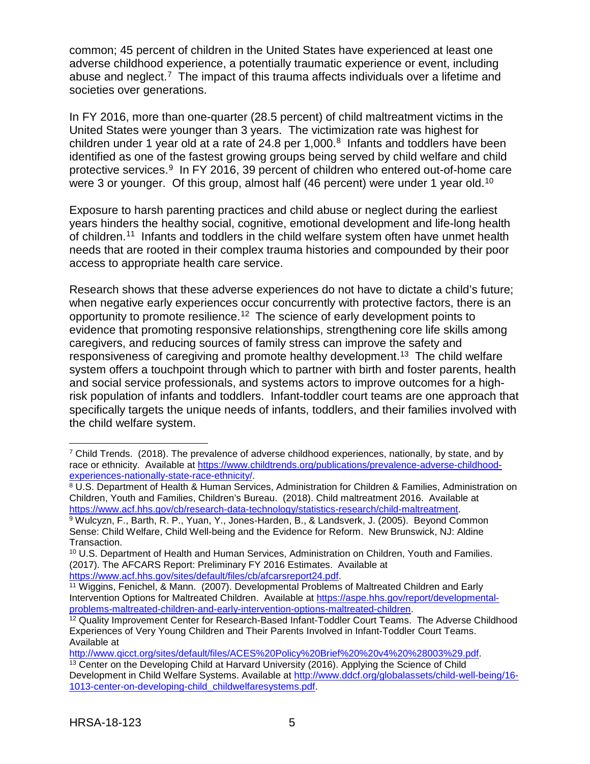common; 45 percent of children in the United States have experienced at least one adverse childhood experience, a potentially traumatic experience or event, including abuse and neglect.[7] The impact of this trauma affects individuals over a lifetime and societies over generations.

In FY 2016, more than one-quarter (28.5 percent) of child maltreatment victims in the United States were younger than 3 years. The victimization rate was highest for children under 1 year old at a rate of 24.8 per 1,000.[8] Infants and toddlers have been identified as one of the fastest growing groups being served by child welfare and child protective services.[9] In FY 2016, 39 percent of children who entered out-of-home care were 3 or younger. Of this group, almost half (46 percent) were under 1 year old.[10]

Exposure to harsh parenting practices and child abuse or neglect during the earliest years hinders the healthy social, cognitive, emotional development and life-long health of children.[11] Infants and toddlers in the child welfare system often have unmet health needs that are rooted in their complex trauma histories and compounded by their poor access to appropriate health care service.

Research shows that these adverse experiences do not have to dictate a child's future; when negative early experiences occur concurrently with protective factors, there is an opportunity to promote resilience.[12] The science of early development points to evidence that promoting responsive relationships, strengthening core life skills among caregivers, and reducing sources of family stress can improve the safety and responsiveness of caregiving and promote healthy development.[13] The child welfare system offers a touchpoint through which to partner with birth and foster parents, health and social service professionals, and systems actors to improve outcomes for a high-risk population of infants and toddlers. Infant-toddler court teams are one approach that specifically targets the unique needs of infants, toddlers, and their families involved with the child welfare system.

---

[7] Child Trends. (2018). The prevalence of adverse childhood experiences, nationally, by state, and by race or ethnicity. Available at https://www.childtrends.org/publications/prevalence-adverse-childhood-experiences-nationally-state-race-ethnicity/.

[8] U.S. Department of Health & Human Services, Administration for Children & Families, Administration on Children, Youth and Families, Children's Bureau. (2018). Child maltreatment 2016. Available at https://www.acf.hhs.gov/cb/research-data-technology/statistics-research/child-maltreatment.

[9] Wulczyn, F., Barth, R. P., Yuan, Y., Jones-Harden, B., & Landsverk, J. (2005). Beyond Common Sense: Child Welfare, Child Well-being and the Evidence for Reform. New Brunswick, NJ: Aldine Transaction.

[10] U.S. Department of Health and Human Services, Administration on Children, Youth and Families. (2017). The AFCARS Report: Preliminary FY 2016 Estimates. Available at https://www.acf.hhs.gov/sites/default/files/cb/afcarsreport24.pdf.

[11] Wiggins, Fenichel, & Mann. (2007). Developmental Problems of Maltreated Children and Early Intervention Options for Maltreated Children. Available at https://aspe.hhs.gov/report/developmental-problems-maltreated-children-and-early-intervention-options-maltreated-children.

[12] Quality Improvement Center for Research-Based Infant-Toddler Court Teams. The Adverse Childhood Experiences of Very Young Children and Their Parents Involved in Infant-Toddler Court Teams. Available at http://www.qicct.org/sites/default/files/ACES%20Policy%20Brief%20%20v4%20%28003%29.pdf.

[13] Center on the Developing Child at Harvard University (2016). Applying the Science of Child Development in Child Welfare Systems. Available at http://www.ddcf.org/globalassets/child-well-being/16-1013-center-on-developing-child_childwelfaresystems.pdf.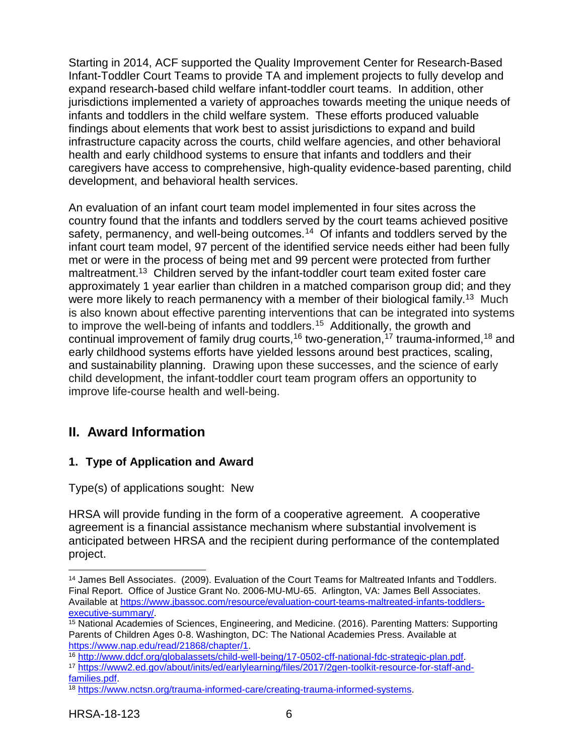Starting in 2014, ACF supported the Quality Improvement Center for Research-Based Infant-Toddler Court Teams to provide TA and implement projects to fully develop and expand research-based child welfare infant-toddler court teams. In addition, other jurisdictions implemented a variety of approaches towards meeting the unique needs of infants and toddlers in the child welfare system. These efforts produced valuable findings about elements that work best to assist jurisdictions to expand and build infrastructure capacity across the courts, child welfare agencies, and other behavioral health and early childhood systems to ensure that infants and toddlers and their caregivers have access to comprehensive, high-quality evidence-based parenting, child development, and behavioral health services.

An evaluation of an infant court team model implemented in four sites across the country found that the infants and toddlers served by the court teams achieved positive safety, permanency, and well-being outcomes.[14] Of infants and toddlers served by the infant court team model, 97 percent of the identified service needs either had been fully met or were in the process of being met and 99 percent were protected from further maltreatment.[13] Children served by the infant-toddler court team exited foster care approximately 1 year earlier than children in a matched comparison group did; and they were more likely to reach permanency with a member of their biological family.[13] Much is also known about effective parenting interventions that can be integrated into systems to improve the well-being of infants and toddlers.[15] Additionally, the growth and continual improvement of family drug courts,[16] two-generation,[17] trauma-informed,[18] and early childhood systems efforts have yielded lessons around best practices, scaling, and sustainability planning. Drawing upon these successes, and the science of early child development, the infant-toddler court team program offers an opportunity to improve life-course health and well-being.

## II. Award Information

### 1. Type of Application and Award

Type(s) of applications sought: New

HRSA will provide funding in the form of a cooperative agreement. A cooperative agreement is a financial assistance mechanism where substantial involvement is anticipated between HRSA and the recipient during performance of the contemplated project.

---

[14] James Bell Associates. (2009). Evaluation of the Court Teams for Maltreated Infants and Toddlers. Final Report. Office of Justice Grant No. 2006-MU-MU-65. Arlington, VA: James Bell Associates. Available at https://www.jbassoc.com/resource/evaluation-court-teams-maltreated-infants-toddlers-executive-summary/.

[15] National Academies of Sciences, Engineering, and Medicine. (2016). Parenting Matters: Supporting Parents of Children Ages 0-8. Washington, DC: The National Academies Press. Available at https://www.nap.edu/read/21868/chapter/1.

[16] http://www.ddcf.org/globalassets/child-well-being/17-0502-cff-national-fdc-strategic-plan.pdf.

[17] https://www2.ed.gov/about/inits/ed/earlylearning/files/2017/2gen-toolkit-resource-for-staff-and-families.pdf.

[18] https://www.nctsn.org/trauma-informed-care/creating-trauma-informed-systems.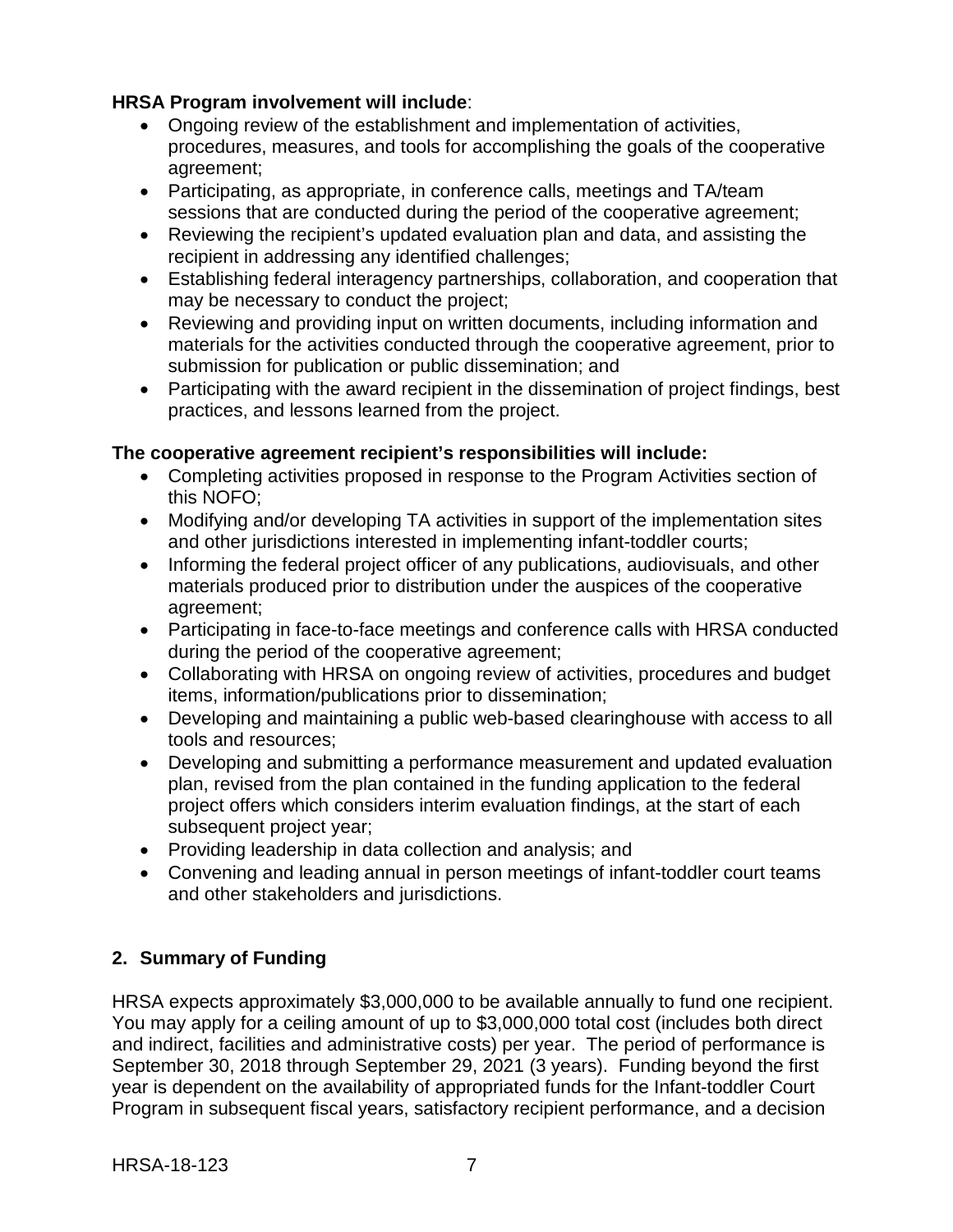**HRSA Program involvement will include**:

- Ongoing review of the establishment and implementation of activities, procedures, measures, and tools for accomplishing the goals of the cooperative agreement;
- Participating, as appropriate, in conference calls, meetings and TA/team sessions that are conducted during the period of the cooperative agreement;
- Reviewing the recipient's updated evaluation plan and data, and assisting the recipient in addressing any identified challenges;
- Establishing federal interagency partnerships, collaboration, and cooperation that may be necessary to conduct the project;
- Reviewing and providing input on written documents, including information and materials for the activities conducted through the cooperative agreement, prior to submission for publication or public dissemination; and
- Participating with the award recipient in the dissemination of project findings, best practices, and lessons learned from the project.

**The cooperative agreement recipient's responsibilities will include:**

- Completing activities proposed in response to the Program Activities section of this NOFO;
- Modifying and/or developing TA activities in support of the implementation sites and other jurisdictions interested in implementing infant-toddler courts;
- Informing the federal project officer of any publications, audiovisuals, and other materials produced prior to distribution under the auspices of the cooperative agreement;
- Participating in face-to-face meetings and conference calls with HRSA conducted during the period of the cooperative agreement;
- Collaborating with HRSA on ongoing review of activities, procedures and budget items, information/publications prior to dissemination;
- Developing and maintaining a public web-based clearinghouse with access to all tools and resources;
- Developing and submitting a performance measurement and updated evaluation plan, revised from the plan contained in the funding application to the federal project offers which considers interim evaluation findings, at the start of each subsequent project year;
- Providing leadership in data collection and analysis; and
- Convening and leading annual in person meetings of infant-toddler court teams and other stakeholders and jurisdictions.

## 2. Summary of Funding

HRSA expects approximately $3,000,000 to be available annually to fund one recipient. You may apply for a ceiling amount of up to $3,000,000 total cost (includes both direct and indirect, facilities and administrative costs) per year. The period of performance is September 30, 2018 through September 29, 2021 (3 years). Funding beyond the first year is dependent on the availability of appropriated funds for the Infant-toddler Court Program in subsequent fiscal years, satisfactory recipient performance, and a decision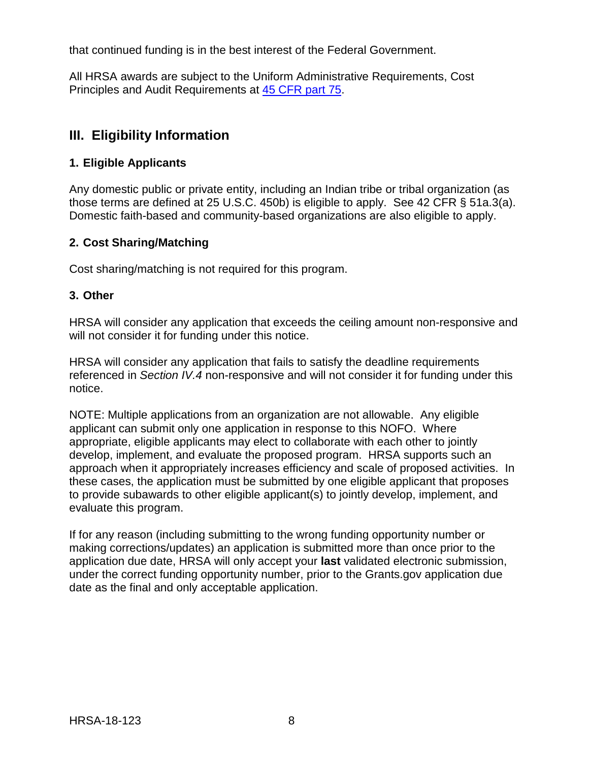that continued funding is in the best interest of the Federal Government.

All HRSA awards are subject to the Uniform Administrative Requirements, Cost Principles and Audit Requirements at [45 CFR part 75](#).

## III. Eligibility Information

### 1. Eligible Applicants

Any domestic public or private entity, including an Indian tribe or tribal organization (as those terms are defined at 25 U.S.C. 450b) is eligible to apply. See 42 CFR § 51a.3(a). Domestic faith-based and community-based organizations are also eligible to apply.

### 2. Cost Sharing/Matching

Cost sharing/matching is not required for this program.

### 3. Other

HRSA will consider any application that exceeds the ceiling amount non-responsive and will not consider it for funding under this notice.

HRSA will consider any application that fails to satisfy the deadline requirements referenced in *Section IV.4* non-responsive and will not consider it for funding under this notice.

NOTE: Multiple applications from an organization are not allowable. Any eligible applicant can submit only one application in response to this NOFO. Where appropriate, eligible applicants may elect to collaborate with each other to jointly develop, implement, and evaluate the proposed program. HRSA supports such an approach when it appropriately increases efficiency and scale of proposed activities. In these cases, the application must be submitted by one eligible applicant that proposes to provide subawards to other eligible applicant(s) to jointly develop, implement, and evaluate this program.

If for any reason (including submitting to the wrong funding opportunity number or making corrections/updates) an application is submitted more than once prior to the application due date, HRSA will only accept your **last** validated electronic submission, under the correct funding opportunity number, prior to the Grants.gov application due date as the final and only acceptable application.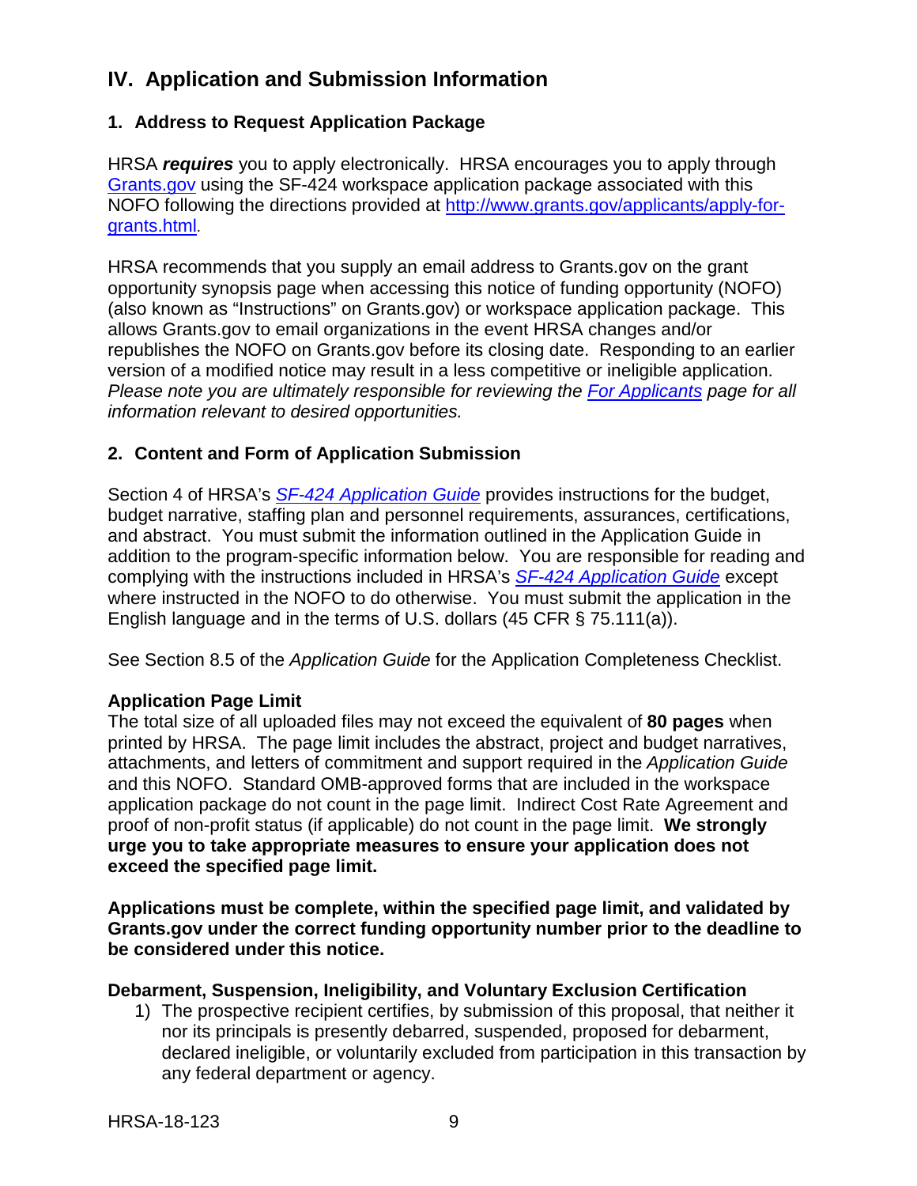## IV. Application and Submission Information

### 1. Address to Request Application Package

HRSA ***requires*** you to apply electronically. HRSA encourages you to apply through [Grants.gov](http://www.grants.gov/) using the SF-424 workspace application package associated with this NOFO following the directions provided at [http://www.grants.gov/applicants/apply-for-grants.html](http://www.grants.gov/applicants/apply-for-grants.html).

HRSA recommends that you supply an email address to Grants.gov on the grant opportunity synopsis page when accessing this notice of funding opportunity (NOFO) (also known as "Instructions" on Grants.gov) or workspace application package. This allows Grants.gov to email organizations in the event HRSA changes and/or republishes the NOFO on Grants.gov before its closing date. Responding to an earlier version of a modified notice may result in a less competitive or ineligible application. *Please note you are ultimately responsible for reviewing the For Applicants page for all information relevant to desired opportunities.*

### 2. Content and Form of Application Submission

Section 4 of HRSA's *SF-424 Application Guide* provides instructions for the budget, budget narrative, staffing plan and personnel requirements, assurances, certifications, and abstract. You must submit the information outlined in the Application Guide in addition to the program-specific information below. You are responsible for reading and complying with the instructions included in HRSA's *SF-424 Application Guide* except where instructed in the NOFO to do otherwise. You must submit the application in the English language and in the terms of U.S. dollars (45 CFR § 75.111(a)).

See Section 8.5 of the *Application Guide* for the Application Completeness Checklist.

**Application Page Limit**

The total size of all uploaded files may not exceed the equivalent of **80 pages** when printed by HRSA. The page limit includes the abstract, project and budget narratives, attachments, and letters of commitment and support required in the *Application Guide* and this NOFO. Standard OMB-approved forms that are included in the workspace application package do not count in the page limit. Indirect Cost Rate Agreement and proof of non-profit status (if applicable) do not count in the page limit. **We strongly urge you to take appropriate measures to ensure your application does not exceed the specified page limit.**

**Applications must be complete, within the specified page limit, and validated by Grants.gov under the correct funding opportunity number prior to the deadline to be considered under this notice.**

**Debarment, Suspension, Ineligibility, and Voluntary Exclusion Certification**

1) The prospective recipient certifies, by submission of this proposal, that neither it nor its principals is presently debarred, suspended, proposed for debarment, declared ineligible, or voluntarily excluded from participation in this transaction by any federal department or agency.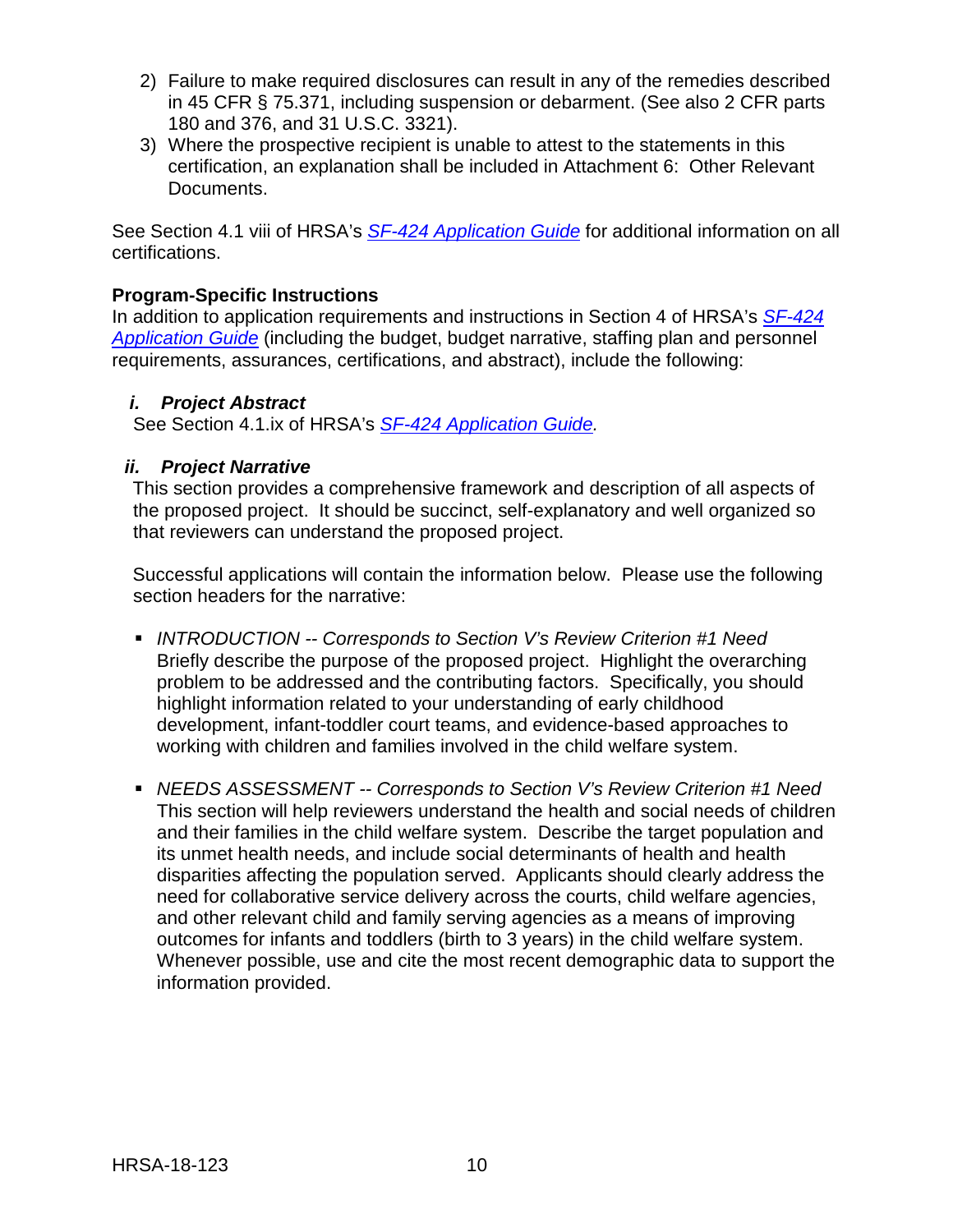2) Failure to make required disclosures can result in any of the remedies described in 45 CFR § 75.371, including suspension or debarment. (See also 2 CFR parts 180 and 376, and 31 U.S.C. 3321).
3) Where the prospective recipient is unable to attest to the statements in this certification, an explanation shall be included in Attachment 6: Other Relevant Documents.

See Section 4.1 viii of HRSA's *SF-424 Application Guide* for additional information on all certifications.

**Program-Specific Instructions**
In addition to application requirements and instructions in Section 4 of HRSA's *SF-424 Application Guide* (including the budget, budget narrative, staffing plan and personnel requirements, assurances, certifications, and abstract), include the following:

***i. Project Abstract***
See Section 4.1.ix of HRSA's *SF-424 Application Guide.*

***ii. Project Narrative***
This section provides a comprehensive framework and description of all aspects of the proposed project. It should be succinct, self-explanatory and well organized so that reviewers can understand the proposed project.

Successful applications will contain the information below. Please use the following section headers for the narrative:

- *INTRODUCTION -- Corresponds to Section V's Review Criterion #1 Need*
  Briefly describe the purpose of the proposed project. Highlight the overarching problem to be addressed and the contributing factors. Specifically, you should highlight information related to your understanding of early childhood development, infant-toddler court teams, and evidence-based approaches to working with children and families involved in the child welfare system.

- *NEEDS ASSESSMENT -- Corresponds to Section V's Review Criterion #1 Need*
  This section will help reviewers understand the health and social needs of children and their families in the child welfare system. Describe the target population and its unmet health needs, and include social determinants of health and health disparities affecting the population served. Applicants should clearly address the need for collaborative service delivery across the courts, child welfare agencies, and other relevant child and family serving agencies as a means of improving outcomes for infants and toddlers (birth to 3 years) in the child welfare system. Whenever possible, use and cite the most recent demographic data to support the information provided.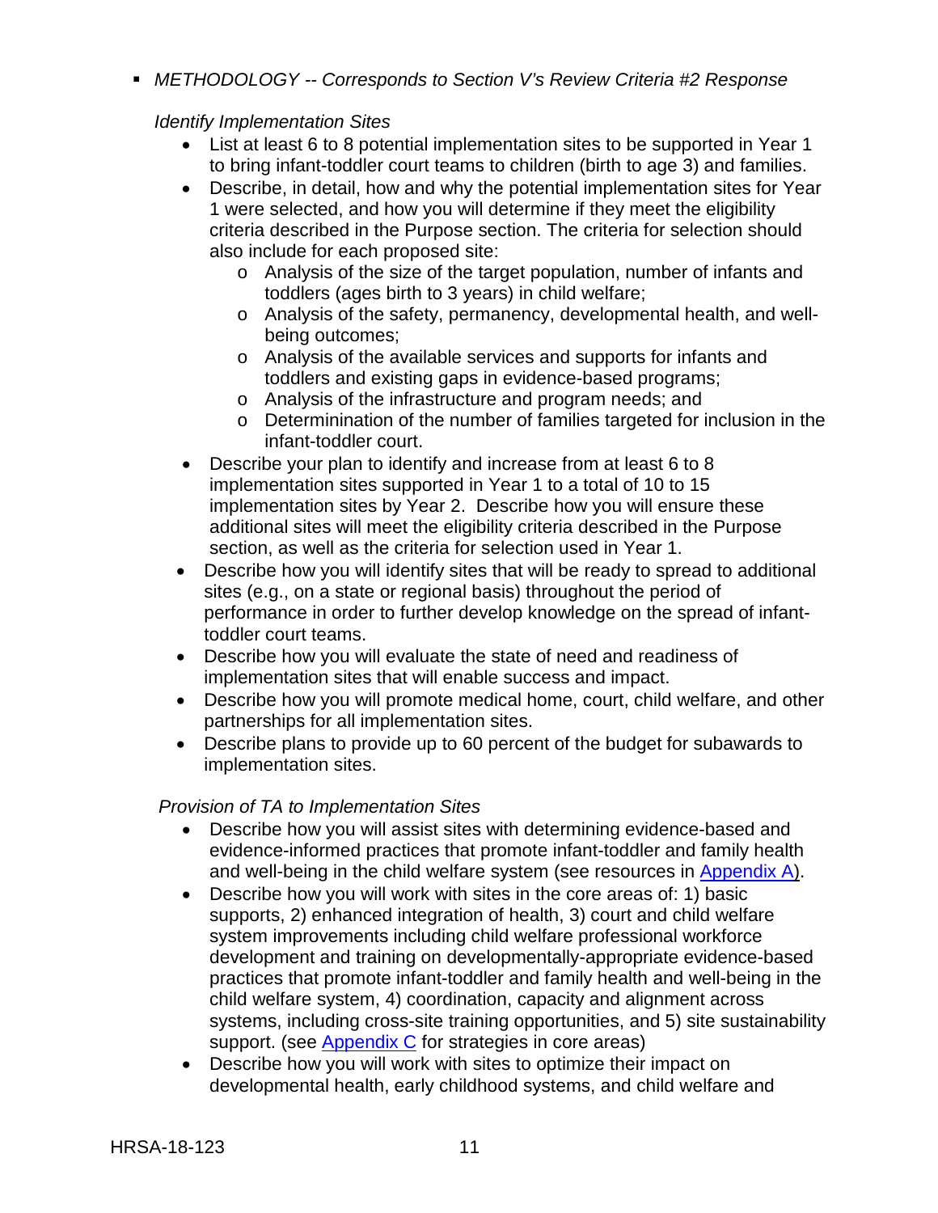- *METHODOLOGY -- Corresponds to Section V's Review Criteria #2 Response*

  *Identify Implementation Sites*

  - List at least 6 to 8 potential implementation sites to be supported in Year 1 to bring infant-toddler court teams to children (birth to age 3) and families.
  - Describe, in detail, how and why the potential implementation sites for Year 1 were selected, and how you will determine if they meet the eligibility criteria described in the Purpose section. The criteria for selection should also include for each proposed site:
    - Analysis of the size of the target population, number of infants and toddlers (ages birth to 3 years) in child welfare;
    - Analysis of the safety, permanency, developmental health, and well-being outcomes;
    - Analysis of the available services and supports for infants and toddlers and existing gaps in evidence-based programs;
    - Analysis of the infrastructure and program needs; and
    - Determinination of the number of families targeted for inclusion in the infant-toddler court.
  - Describe your plan to identify and increase from at least 6 to 8 implementation sites supported in Year 1 to a total of 10 to 15 implementation sites by Year 2. Describe how you will ensure these additional sites will meet the eligibility criteria described in the Purpose section, as well as the criteria for selection used in Year 1.
  - Describe how you will identify sites that will be ready to spread to additional sites (e.g., on a state or regional basis) throughout the period of performance in order to further develop knowledge on the spread of infant-toddler court teams.
  - Describe how you will evaluate the state of need and readiness of implementation sites that will enable success and impact.
  - Describe how you will promote medical home, court, child welfare, and other partnerships for all implementation sites.
  - Describe plans to provide up to 60 percent of the budget for subawards to implementation sites.

  *Provision of TA to Implementation Sites*

  - Describe how you will assist sites with determining evidence-based and evidence-informed practices that promote infant-toddler and family health and well-being in the child welfare system (see resources in Appendix A).
  - Describe how you will work with sites in the core areas of: 1) basic supports, 2) enhanced integration of health, 3) court and child welfare system improvements including child welfare professional workforce development and training on developmentally-appropriate evidence-based practices that promote infant-toddler and family health and well-being in the child welfare system, 4) coordination, capacity and alignment across systems, including cross-site training opportunities, and 5) site sustainability support. (see Appendix C for strategies in core areas)
  - Describe how you will work with sites to optimize their impact on developmental health, early childhood systems, and child welfare and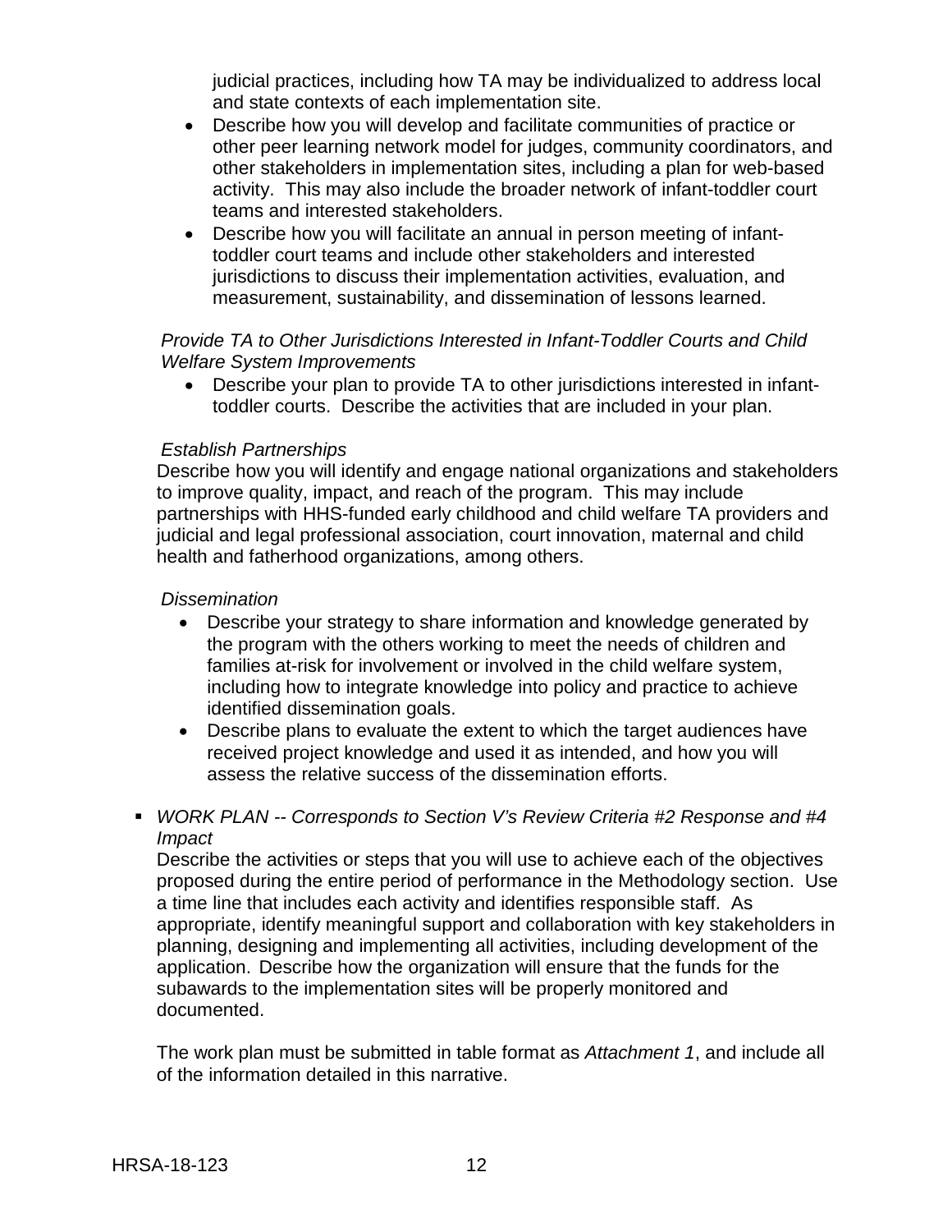judicial practices, including how TA may be individualized to address local and state contexts of each implementation site.

- Describe how you will develop and facilitate communities of practice or other peer learning network model for judges, community coordinators, and other stakeholders in implementation sites, including a plan for web-based activity. This may also include the broader network of infant-toddler court teams and interested stakeholders.
- Describe how you will facilitate an annual in person meeting of infant-toddler court teams and include other stakeholders and interested jurisdictions to discuss their implementation activities, evaluation, and measurement, sustainability, and dissemination of lessons learned.

*Provide TA to Other Jurisdictions Interested in Infant-Toddler Courts and Child Welfare System Improvements*

- Describe your plan to provide TA to other jurisdictions interested in infant-toddler courts. Describe the activities that are included in your plan.

*Establish Partnerships*

Describe how you will identify and engage national organizations and stakeholders to improve quality, impact, and reach of the program. This may include partnerships with HHS-funded early childhood and child welfare TA providers and judicial and legal professional association, court innovation, maternal and child health and fatherhood organizations, among others.

*Dissemination*

- Describe your strategy to share information and knowledge generated by the program with the others working to meet the needs of children and families at-risk for involvement or involved in the child welfare system, including how to integrate knowledge into policy and practice to achieve identified dissemination goals.
- Describe plans to evaluate the extent to which the target audiences have received project knowledge and used it as intended, and how you will assess the relative success of the dissemination efforts.

- *WORK PLAN -- Corresponds to Section V's Review Criteria #2 Response and #4 Impact*

  Describe the activities or steps that you will use to achieve each of the objectives proposed during the entire period of performance in the Methodology section. Use a time line that includes each activity and identifies responsible staff. As appropriate, identify meaningful support and collaboration with key stakeholders in planning, designing and implementing all activities, including development of the application. Describe how the organization will ensure that the funds for the subawards to the implementation sites will be properly monitored and documented.

  The work plan must be submitted in table format as *Attachment 1*, and include all of the information detailed in this narrative.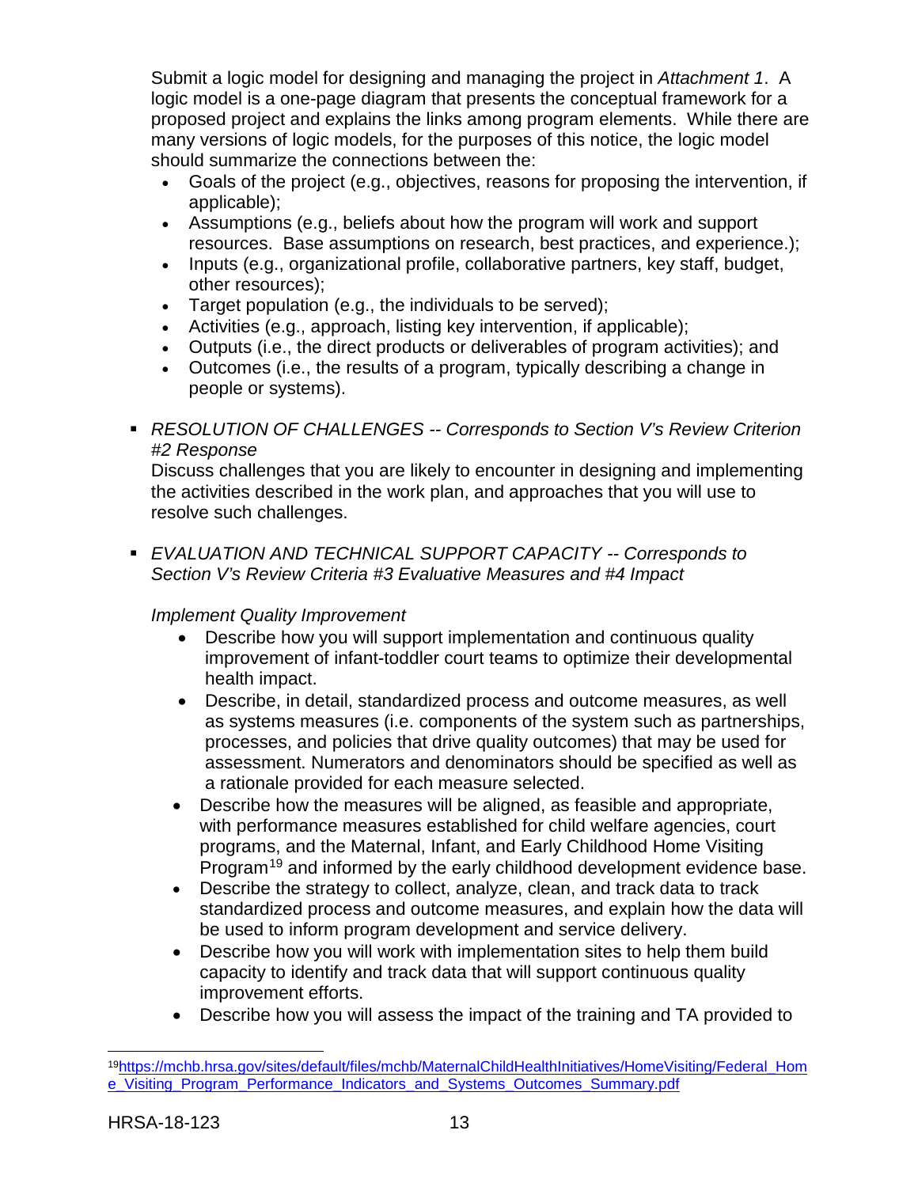Submit a logic model for designing and managing the project in *Attachment 1*. A logic model is a one-page diagram that presents the conceptual framework for a proposed project and explains the links among program elements. While there are many versions of logic models, for the purposes of this notice, the logic model should summarize the connections between the:

- Goals of the project (e.g., objectives, reasons for proposing the intervention, if applicable);
- Assumptions (e.g., beliefs about how the program will work and support resources. Base assumptions on research, best practices, and experience.);
- Inputs (e.g., organizational profile, collaborative partners, key staff, budget, other resources);
- Target population (e.g., the individuals to be served);
- Activities (e.g., approach, listing key intervention, if applicable);
- Outputs (i.e., the direct products or deliverables of program activities); and
- Outcomes (i.e., the results of a program, typically describing a change in people or systems).

▪ *RESOLUTION OF CHALLENGES -- Corresponds to Section V's Review Criterion #2 Response*
Discuss challenges that you are likely to encounter in designing and implementing the activities described in the work plan, and approaches that you will use to resolve such challenges.

▪ *EVALUATION AND TECHNICAL SUPPORT CAPACITY -- Corresponds to Section V's Review Criteria #3 Evaluative Measures and #4 Impact*

*Implement Quality Improvement*

- Describe how you will support implementation and continuous quality improvement of infant-toddler court teams to optimize their developmental health impact.
- Describe, in detail, standardized process and outcome measures, as well as systems measures (i.e. components of the system such as partnerships, processes, and policies that drive quality outcomes) that may be used for assessment. Numerators and denominators should be specified as well as a rationale provided for each measure selected.
- Describe how the measures will be aligned, as feasible and appropriate, with performance measures established for child welfare agencies, court programs, and the Maternal, Infant, and Early Childhood Home Visiting Program[19] and informed by the early childhood development evidence base.
- Describe the strategy to collect, analyze, clean, and track data to track standardized process and outcome measures, and explain how the data will be used to inform program development and service delivery.
- Describe how you will work with implementation sites to help them build capacity to identify and track data that will support continuous quality improvement efforts.
- Describe how you will assess the impact of the training and TA provided to

[19] https://mchb.hrsa.gov/sites/default/files/mchb/MaternalChildHealthInitiatives/HomeVisiting/Federal_Home_Visiting_Program_Performance_Indicators_and_Systems_Outcomes_Summary.pdf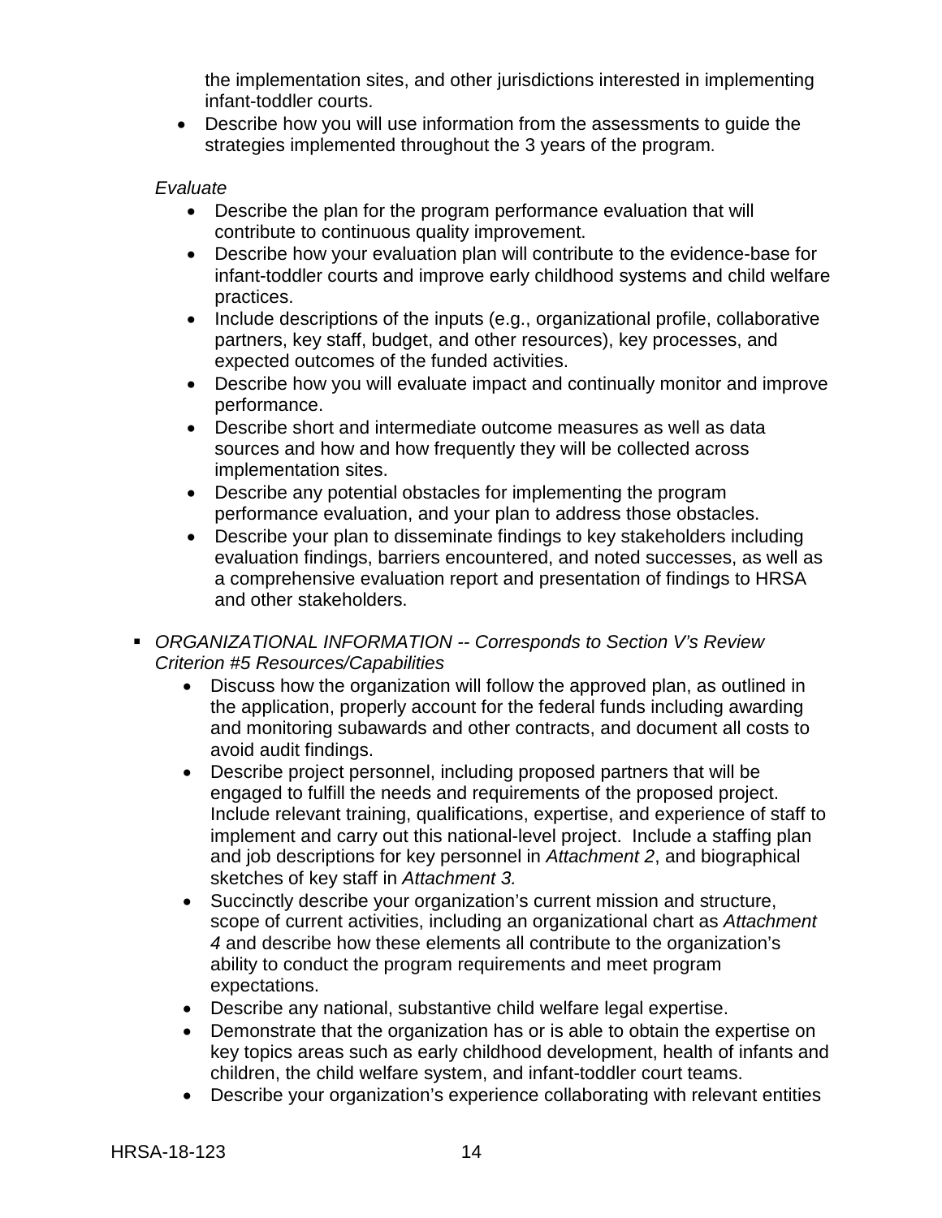the implementation sites, and other jurisdictions interested in implementing infant-toddler courts.

- Describe how you will use information from the assessments to guide the strategies implemented throughout the 3 years of the program.

*Evaluate*

- Describe the plan for the program performance evaluation that will contribute to continuous quality improvement.
- Describe how your evaluation plan will contribute to the evidence-base for infant-toddler courts and improve early childhood systems and child welfare practices.
- Include descriptions of the inputs (e.g., organizational profile, collaborative partners, key staff, budget, and other resources), key processes, and expected outcomes of the funded activities.
- Describe how you will evaluate impact and continually monitor and improve performance.
- Describe short and intermediate outcome measures as well as data sources and how and how frequently they will be collected across implementation sites.
- Describe any potential obstacles for implementing the program performance evaluation, and your plan to address those obstacles.
- Describe your plan to disseminate findings to key stakeholders including evaluation findings, barriers encountered, and noted successes, as well as a comprehensive evaluation report and presentation of findings to HRSA and other stakeholders.

- *ORGANIZATIONAL INFORMATION -- Corresponds to Section V's Review Criterion #5 Resources/Capabilities*
  - Discuss how the organization will follow the approved plan, as outlined in the application, properly account for the federal funds including awarding and monitoring subawards and other contracts, and document all costs to avoid audit findings.
  - Describe project personnel, including proposed partners that will be engaged to fulfill the needs and requirements of the proposed project. Include relevant training, qualifications, expertise, and experience of staff to implement and carry out this national-level project. Include a staffing plan and job descriptions for key personnel in *Attachment 2*, and biographical sketches of key staff in *Attachment 3.*
  - Succinctly describe your organization's current mission and structure, scope of current activities, including an organizational chart as *Attachment 4* and describe how these elements all contribute to the organization's ability to conduct the program requirements and meet program expectations.
  - Describe any national, substantive child welfare legal expertise.
  - Demonstrate that the organization has or is able to obtain the expertise on key topics areas such as early childhood development, health of infants and children, the child welfare system, and infant-toddler court teams.
  - Describe your organization's experience collaborating with relevant entities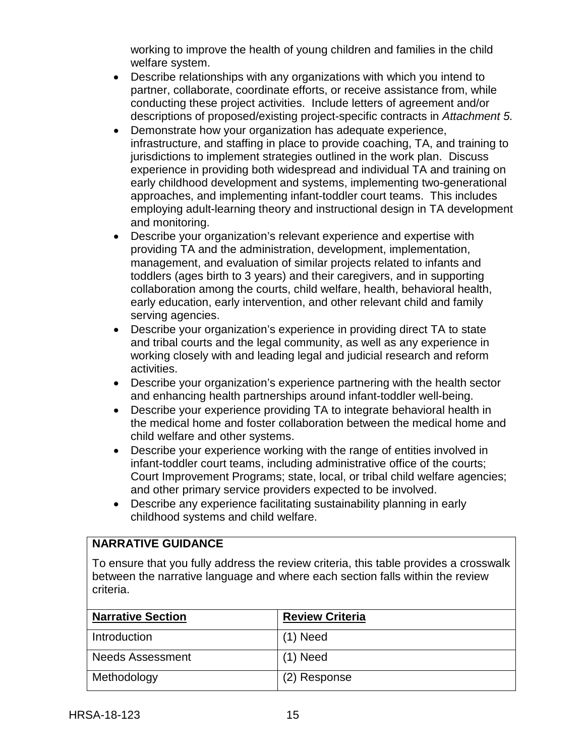working to improve the health of young children and families in the child welfare system.

- Describe relationships with any organizations with which you intend to partner, collaborate, coordinate efforts, or receive assistance from, while conducting these project activities. Include letters of agreement and/or descriptions of proposed/existing project-specific contracts in *Attachment 5.*
- Demonstrate how your organization has adequate experience, infrastructure, and staffing in place to provide coaching, TA, and training to jurisdictions to implement strategies outlined in the work plan. Discuss experience in providing both widespread and individual TA and training on early childhood development and systems, implementing two-generational approaches, and implementing infant-toddler court teams. This includes employing adult-learning theory and instructional design in TA development and monitoring.
- Describe your organization's relevant experience and expertise with providing TA and the administration, development, implementation, management, and evaluation of similar projects related to infants and toddlers (ages birth to 3 years) and their caregivers, and in supporting collaboration among the courts, child welfare, health, behavioral health, early education, early intervention, and other relevant child and family serving agencies.
- Describe your organization's experience in providing direct TA to state and tribal courts and the legal community, as well as any experience in working closely with and leading legal and judicial research and reform activities.
- Describe your organization's experience partnering with the health sector and enhancing health partnerships around infant-toddler well-being.
- Describe your experience providing TA to integrate behavioral health in the medical home and foster collaboration between the medical home and child welfare and other systems.
- Describe your experience working with the range of entities involved in infant-toddler court teams, including administrative office of the courts; Court Improvement Programs; state, local, or tribal child welfare agencies; and other primary service providers expected to be involved.
- Describe any experience facilitating sustainability planning in early childhood systems and child welfare.

**NARRATIVE GUIDANCE**

To ensure that you fully address the review criteria, this table provides a crosswalk between the narrative language and where each section falls within the review criteria.

| Narrative Section | Review Criteria |
|---|---|
| Introduction | (1) Need |
| Needs Assessment | (1) Need |
| Methodology | (2) Response |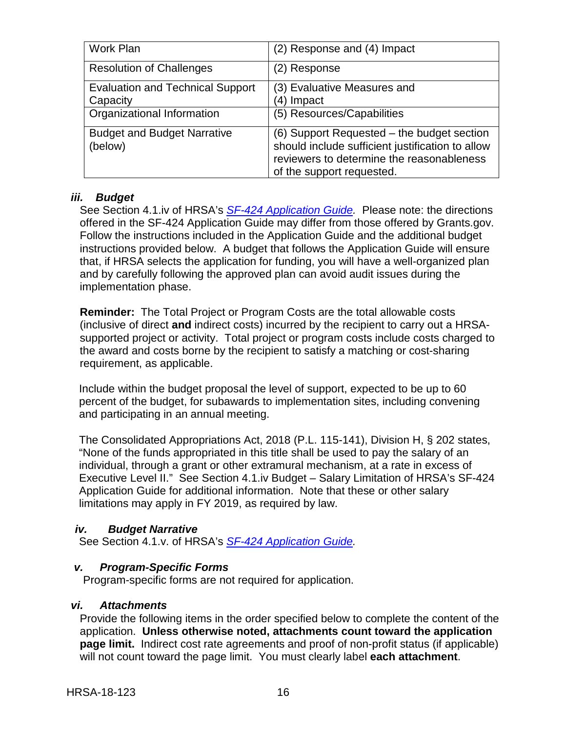| Work Plan | (2) Response and (4) Impact |
|---|---|
| Resolution of Challenges | (2) Response |
| Evaluation and Technical Support Capacity | (3) Evaluative Measures and (4) Impact |
| Organizational Information | (5) Resources/Capabilities |
| Budget and Budget Narrative (below) | (6) Support Requested – the budget section should include sufficient justification to allow reviewers to determine the reasonableness of the support requested. |

### *iii. Budget*

See Section 4.1.iv of HRSA's *SF-424 Application Guide.* Please note: the directions offered in the SF-424 Application Guide may differ from those offered by Grants.gov. Follow the instructions included in the Application Guide and the additional budget instructions provided below. A budget that follows the Application Guide will ensure that, if HRSA selects the application for funding, you will have a well-organized plan and by carefully following the approved plan can avoid audit issues during the implementation phase.

**Reminder:** The Total Project or Program Costs are the total allowable costs (inclusive of direct **and** indirect costs) incurred by the recipient to carry out a HRSA-supported project or activity. Total project or program costs include costs charged to the award and costs borne by the recipient to satisfy a matching or cost-sharing requirement, as applicable.

Include within the budget proposal the level of support, expected to be up to 60 percent of the budget, for subawards to implementation sites, including convening and participating in an annual meeting.

The Consolidated Appropriations Act, 2018 (P.L. 115-141), Division H, § 202 states, "None of the funds appropriated in this title shall be used to pay the salary of an individual, through a grant or other extramural mechanism, at a rate in excess of Executive Level II." See Section 4.1.iv Budget – Salary Limitation of HRSA's SF-424 Application Guide for additional information. Note that these or other salary limitations may apply in FY 2019, as required by law.

### *iv. Budget Narrative*

See Section 4.1.v. of HRSA's *SF-424 Application Guide.*

### *v. Program-Specific Forms*

Program-specific forms are not required for application.

### *vi. Attachments*

Provide the following items in the order specified below to complete the content of the application. **Unless otherwise noted, attachments count toward the application page limit.** Indirect cost rate agreements and proof of non-profit status (if applicable) will not count toward the page limit. You must clearly label **each attachment**.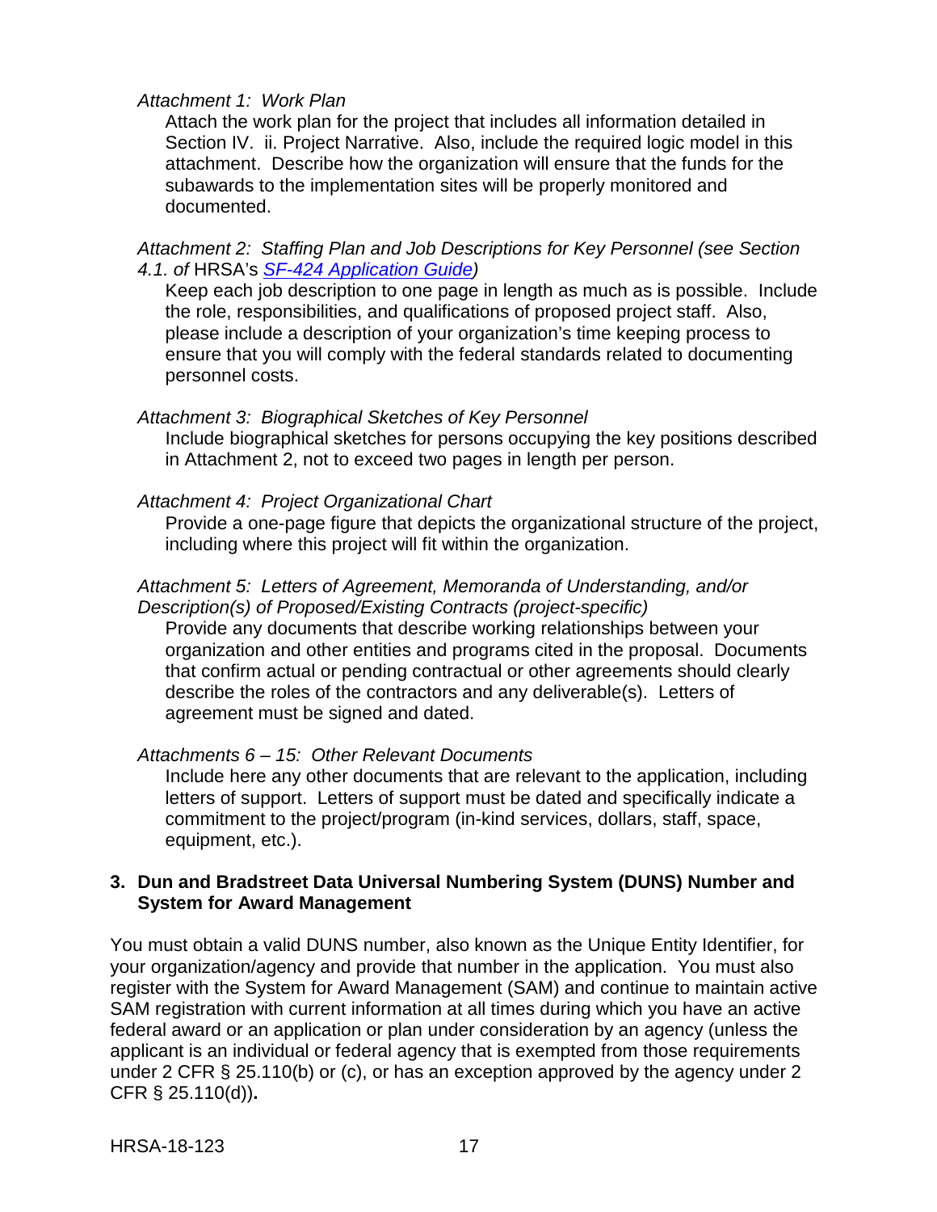*Attachment 1: Work Plan*

Attach the work plan for the project that includes all information detailed in Section IV. ii. Project Narrative. Also, include the required logic model in this attachment. Describe how the organization will ensure that the funds for the subawards to the implementation sites will be properly monitored and documented.

*Attachment 2: Staffing Plan and Job Descriptions for Key Personnel (see Section 4.1. of* HRSA's [*SF-424 Application Guide*](#)*)*

Keep each job description to one page in length as much as is possible. Include the role, responsibilities, and qualifications of proposed project staff. Also, please include a description of your organization's time keeping process to ensure that you will comply with the federal standards related to documenting personnel costs.

*Attachment 3: Biographical Sketches of Key Personnel*

Include biographical sketches for persons occupying the key positions described in Attachment 2, not to exceed two pages in length per person.

*Attachment 4: Project Organizational Chart*

Provide a one-page figure that depicts the organizational structure of the project, including where this project will fit within the organization.

*Attachment 5: Letters of Agreement, Memoranda of Understanding, and/or Description(s) of Proposed/Existing Contracts (project-specific)*

Provide any documents that describe working relationships between your organization and other entities and programs cited in the proposal. Documents that confirm actual or pending contractual or other agreements should clearly describe the roles of the contractors and any deliverable(s). Letters of agreement must be signed and dated.

*Attachments 6 – 15: Other Relevant Documents*

Include here any other documents that are relevant to the application, including letters of support. Letters of support must be dated and specifically indicate a commitment to the project/program (in-kind services, dollars, staff, space, equipment, etc.).

### 3. Dun and Bradstreet Data Universal Numbering System (DUNS) Number and System for Award Management

You must obtain a valid DUNS number, also known as the Unique Entity Identifier, for your organization/agency and provide that number in the application. You must also register with the System for Award Management (SAM) and continue to maintain active SAM registration with current information at all times during which you have an active federal award or an application or plan under consideration by an agency (unless the applicant is an individual or federal agency that is exempted from those requirements under 2 CFR § 25.110(b) or (c), or has an exception approved by the agency under 2 CFR § 25.110(d))**.**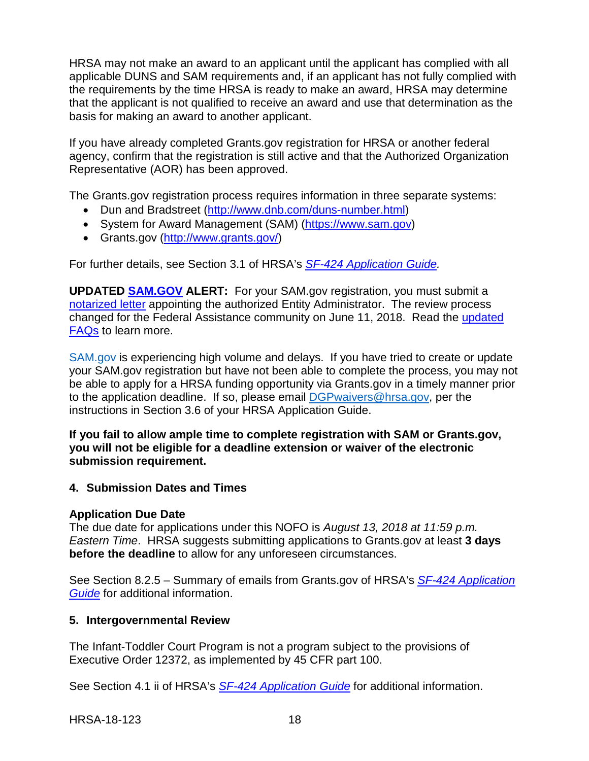HRSA may not make an award to an applicant until the applicant has complied with all applicable DUNS and SAM requirements and, if an applicant has not fully complied with the requirements by the time HRSA is ready to make an award, HRSA may determine that the applicant is not qualified to receive an award and use that determination as the basis for making an award to another applicant.

If you have already completed Grants.gov registration for HRSA or another federal agency, confirm that the registration is still active and that the Authorized Organization Representative (AOR) has been approved.

The Grants.gov registration process requires information in three separate systems:

- Dun and Bradstreet (http://www.dnb.com/duns-number.html)
- System for Award Management (SAM) (https://www.sam.gov)
- Grants.gov (http://www.grants.gov/)

For further details, see Section 3.1 of HRSA's *SF-424 Application Guide.*

**UPDATED SAM.GOV ALERT:** For your SAM.gov registration, you must submit a notarized letter appointing the authorized Entity Administrator. The review process changed for the Federal Assistance community on June 11, 2018. Read the updated FAQs to learn more.

SAM.gov is experiencing high volume and delays. If you have tried to create or update your SAM.gov registration but have not been able to complete the process, you may not be able to apply for a HRSA funding opportunity via Grants.gov in a timely manner prior to the application deadline. If so, please email DGPwaivers@hrsa.gov, per the instructions in Section 3.6 of your HRSA Application Guide.

**If you fail to allow ample time to complete registration with SAM or Grants.gov, you will not be eligible for a deadline extension or waiver of the electronic submission requirement.**

### 4. Submission Dates and Times

**Application Due Date**

The due date for applications under this NOFO is *August 13, 2018 at 11:59 p.m. Eastern Time*. HRSA suggests submitting applications to Grants.gov at least **3 days before the deadline** to allow for any unforeseen circumstances.

See Section 8.2.5 – Summary of emails from Grants.gov of HRSA's *SF-424 Application Guide* for additional information.

### 5. Intergovernmental Review

The Infant-Toddler Court Program is not a program subject to the provisions of Executive Order 12372, as implemented by 45 CFR part 100.

See Section 4.1 ii of HRSA's *SF-424 Application Guide* for additional information.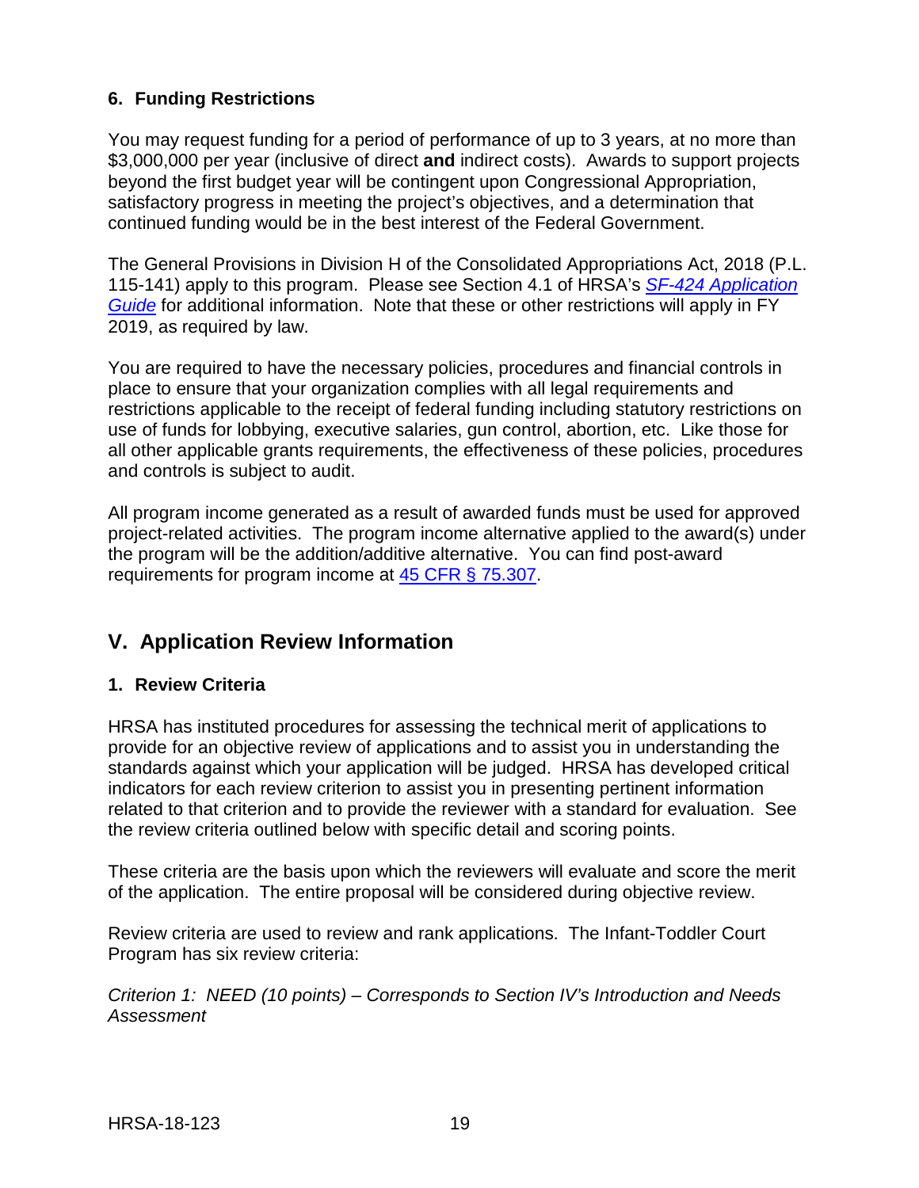### 6. Funding Restrictions

You may request funding for a period of performance of up to 3 years, at no more than $3,000,000 per year (inclusive of direct **and** indirect costs). Awards to support projects beyond the first budget year will be contingent upon Congressional Appropriation, satisfactory progress in meeting the project's objectives, and a determination that continued funding would be in the best interest of the Federal Government.

The General Provisions in Division H of the Consolidated Appropriations Act, 2018 (P.L. 115-141) apply to this program. Please see Section 4.1 of HRSA's *SF-424 Application Guide* for additional information. Note that these or other restrictions will apply in FY 2019, as required by law.

You are required to have the necessary policies, procedures and financial controls in place to ensure that your organization complies with all legal requirements and restrictions applicable to the receipt of federal funding including statutory restrictions on use of funds for lobbying, executive salaries, gun control, abortion, etc. Like those for all other applicable grants requirements, the effectiveness of these policies, procedures and controls is subject to audit.

All program income generated as a result of awarded funds must be used for approved project-related activities. The program income alternative applied to the award(s) under the program will be the addition/additive alternative. You can find post-award requirements for program income at 45 CFR § 75.307.

## V. Application Review Information

### 1. Review Criteria

HRSA has instituted procedures for assessing the technical merit of applications to provide for an objective review of applications and to assist you in understanding the standards against which your application will be judged. HRSA has developed critical indicators for each review criterion to assist you in presenting pertinent information related to that criterion and to provide the reviewer with a standard for evaluation. See the review criteria outlined below with specific detail and scoring points.

These criteria are the basis upon which the reviewers will evaluate and score the merit of the application. The entire proposal will be considered during objective review.

Review criteria are used to review and rank applications. The Infant-Toddler Court Program has six review criteria:

*Criterion 1: NEED (10 points) – Corresponds to Section IV's Introduction and Needs Assessment*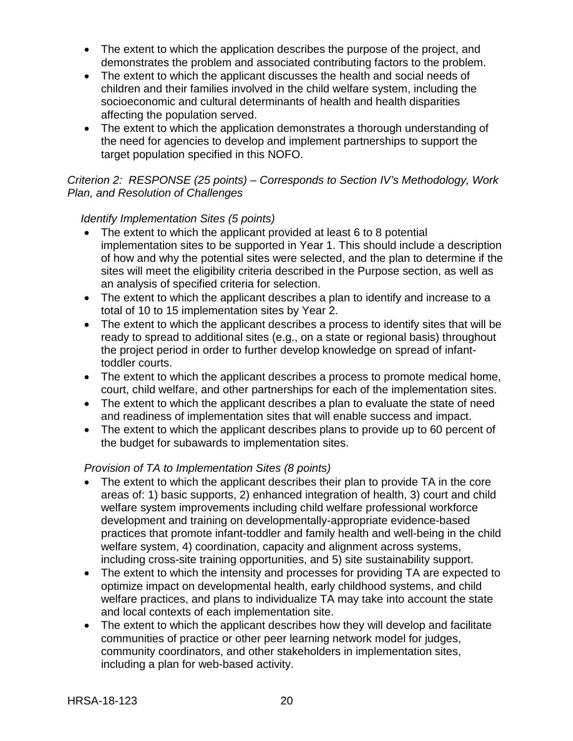- The extent to which the application describes the purpose of the project, and demonstrates the problem and associated contributing factors to the problem.
- The extent to which the applicant discusses the health and social needs of children and their families involved in the child welfare system, including the socioeconomic and cultural determinants of health and health disparities affecting the population served.
- The extent to which the application demonstrates a thorough understanding of the need for agencies to develop and implement partnerships to support the target population specified in this NOFO.

*Criterion 2: RESPONSE (25 points) – Corresponds to Section IV's Methodology, Work Plan, and Resolution of Challenges*

*Identify Implementation Sites (5 points)*

- The extent to which the applicant provided at least 6 to 8 potential implementation sites to be supported in Year 1. This should include a description of how and why the potential sites were selected, and the plan to determine if the sites will meet the eligibility criteria described in the Purpose section, as well as an analysis of specified criteria for selection.
- The extent to which the applicant describes a plan to identify and increase to a total of 10 to 15 implementation sites by Year 2.
- The extent to which the applicant describes a process to identify sites that will be ready to spread to additional sites (e.g., on a state or regional basis) throughout the project period in order to further develop knowledge on spread of infant-toddler courts.
- The extent to which the applicant describes a process to promote medical home, court, child welfare, and other partnerships for each of the implementation sites.
- The extent to which the applicant describes a plan to evaluate the state of need and readiness of implementation sites that will enable success and impact.
- The extent to which the applicant describes plans to provide up to 60 percent of the budget for subawards to implementation sites.

*Provision of TA to Implementation Sites (8 points)*

- The extent to which the applicant describes their plan to provide TA in the core areas of: 1) basic supports, 2) enhanced integration of health, 3) court and child welfare system improvements including child welfare professional workforce development and training on developmentally-appropriate evidence-based practices that promote infant-toddler and family health and well-being in the child welfare system, 4) coordination, capacity and alignment across systems, including cross-site training opportunities, and 5) site sustainability support.
- The extent to which the intensity and processes for providing TA are expected to optimize impact on developmental health, early childhood systems, and child welfare practices, and plans to individualize TA may take into account the state and local contexts of each implementation site.
- The extent to which the applicant describes how they will develop and facilitate communities of practice or other peer learning network model for judges, community coordinators, and other stakeholders in implementation sites, including a plan for web-based activity.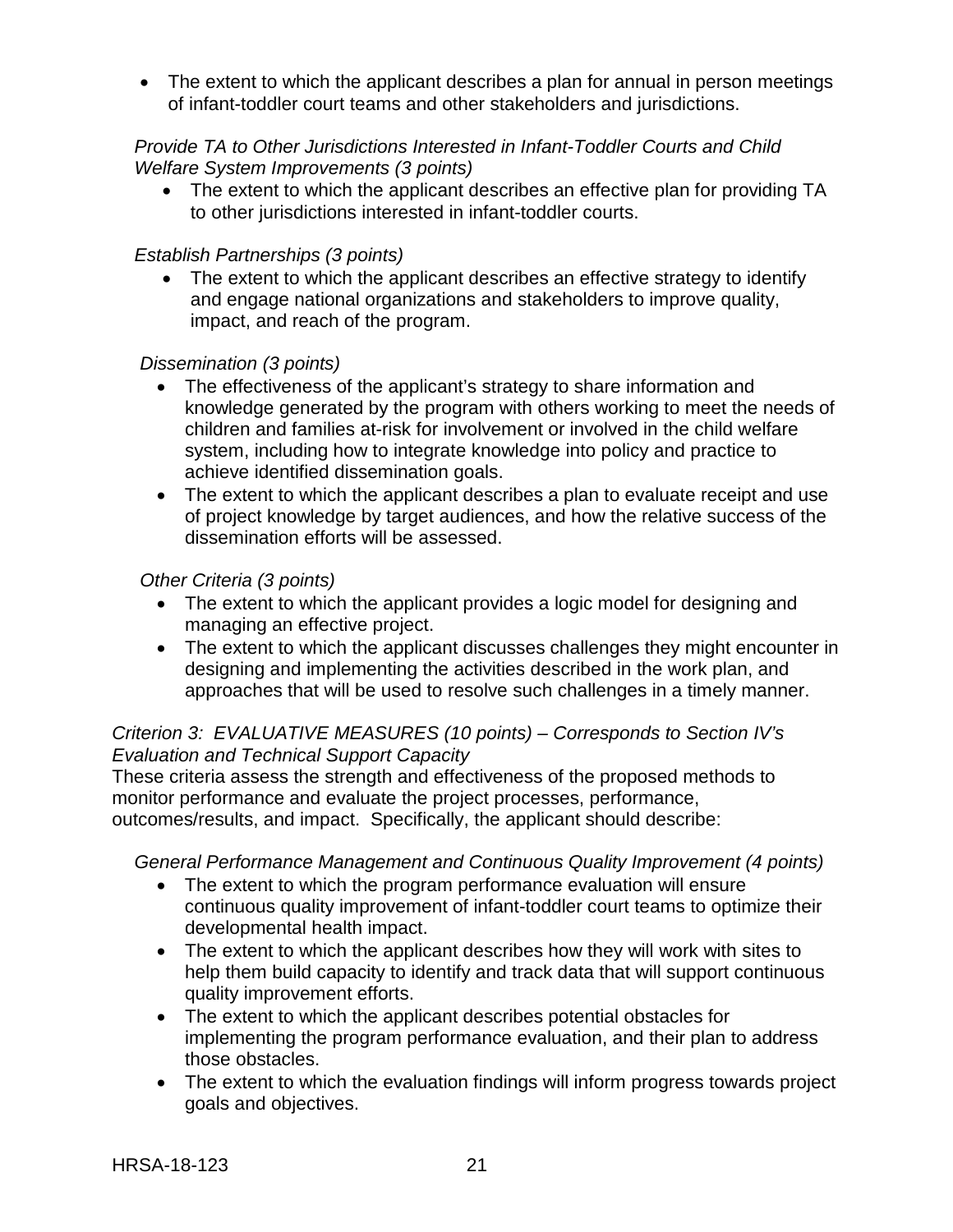- The extent to which the applicant describes a plan for annual in person meetings of infant-toddler court teams and other stakeholders and jurisdictions.

*Provide TA to Other Jurisdictions Interested in Infant-Toddler Courts and Child Welfare System Improvements (3 points)*

- The extent to which the applicant describes an effective plan for providing TA to other jurisdictions interested in infant-toddler courts.

*Establish Partnerships (3 points)*

- The extent to which the applicant describes an effective strategy to identify and engage national organizations and stakeholders to improve quality, impact, and reach of the program.

*Dissemination (3 points)*

- The effectiveness of the applicant's strategy to share information and knowledge generated by the program with others working to meet the needs of children and families at-risk for involvement or involved in the child welfare system, including how to integrate knowledge into policy and practice to achieve identified dissemination goals.
- The extent to which the applicant describes a plan to evaluate receipt and use of project knowledge by target audiences, and how the relative success of the dissemination efforts will be assessed.

*Other Criteria (3 points)*

- The extent to which the applicant provides a logic model for designing and managing an effective project.
- The extent to which the applicant discusses challenges they might encounter in designing and implementing the activities described in the work plan, and approaches that will be used to resolve such challenges in a timely manner.

*Criterion 3: EVALUATIVE MEASURES (10 points) – Corresponds to Section IV's Evaluation and Technical Support Capacity*

These criteria assess the strength and effectiveness of the proposed methods to monitor performance and evaluate the project processes, performance, outcomes/results, and impact. Specifically, the applicant should describe:

*General Performance Management and Continuous Quality Improvement (4 points)*

- The extent to which the program performance evaluation will ensure continuous quality improvement of infant-toddler court teams to optimize their developmental health impact.
- The extent to which the applicant describes how they will work with sites to help them build capacity to identify and track data that will support continuous quality improvement efforts.
- The extent to which the applicant describes potential obstacles for implementing the program performance evaluation, and their plan to address those obstacles.
- The extent to which the evaluation findings will inform progress towards project goals and objectives.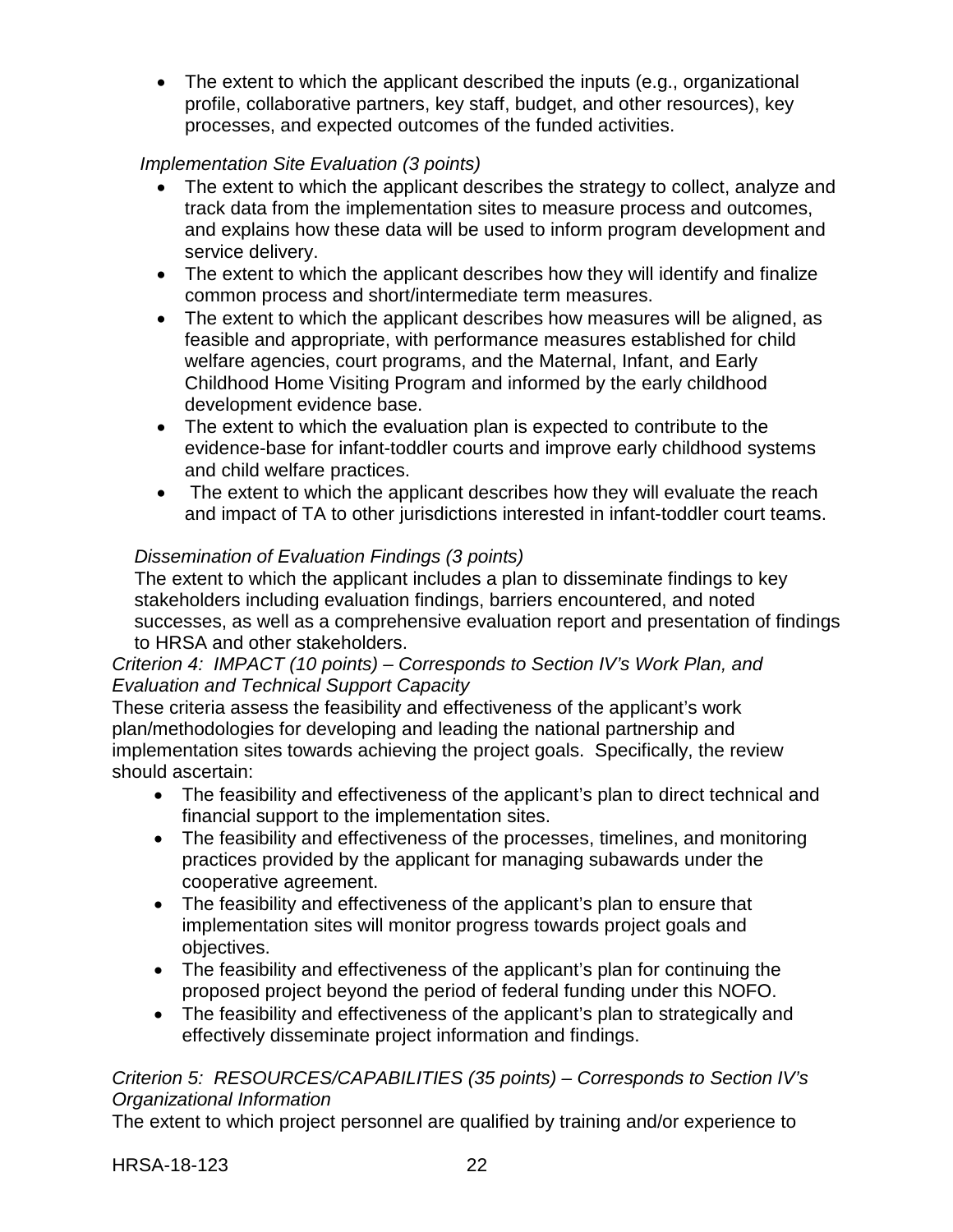- The extent to which the applicant described the inputs (e.g., organizational profile, collaborative partners, key staff, budget, and other resources), key processes, and expected outcomes of the funded activities.

*Implementation Site Evaluation (3 points)*

- The extent to which the applicant describes the strategy to collect, analyze and track data from the implementation sites to measure process and outcomes, and explains how these data will be used to inform program development and service delivery.
- The extent to which the applicant describes how they will identify and finalize common process and short/intermediate term measures.
- The extent to which the applicant describes how measures will be aligned, as feasible and appropriate, with performance measures established for child welfare agencies, court programs, and the Maternal, Infant, and Early Childhood Home Visiting Program and informed by the early childhood development evidence base.
- The extent to which the evaluation plan is expected to contribute to the evidence-base for infant-toddler courts and improve early childhood systems and child welfare practices.
- The extent to which the applicant describes how they will evaluate the reach and impact of TA to other jurisdictions interested in infant-toddler court teams.

*Dissemination of Evaluation Findings (3 points)*

The extent to which the applicant includes a plan to disseminate findings to key stakeholders including evaluation findings, barriers encountered, and noted successes, as well as a comprehensive evaluation report and presentation of findings to HRSA and other stakeholders.

*Criterion 4: IMPACT (10 points) – Corresponds to Section IV's Work Plan, and Evaluation and Technical Support Capacity*

These criteria assess the feasibility and effectiveness of the applicant's work plan/methodologies for developing and leading the national partnership and implementation sites towards achieving the project goals. Specifically, the review should ascertain:

- The feasibility and effectiveness of the applicant's plan to direct technical and financial support to the implementation sites.
- The feasibility and effectiveness of the processes, timelines, and monitoring practices provided by the applicant for managing subawards under the cooperative agreement.
- The feasibility and effectiveness of the applicant's plan to ensure that implementation sites will monitor progress towards project goals and objectives.
- The feasibility and effectiveness of the applicant's plan for continuing the proposed project beyond the period of federal funding under this NOFO.
- The feasibility and effectiveness of the applicant's plan to strategically and effectively disseminate project information and findings.

*Criterion 5: RESOURCES/CAPABILITIES (35 points) – Corresponds to Section IV's Organizational Information*

The extent to which project personnel are qualified by training and/or experience to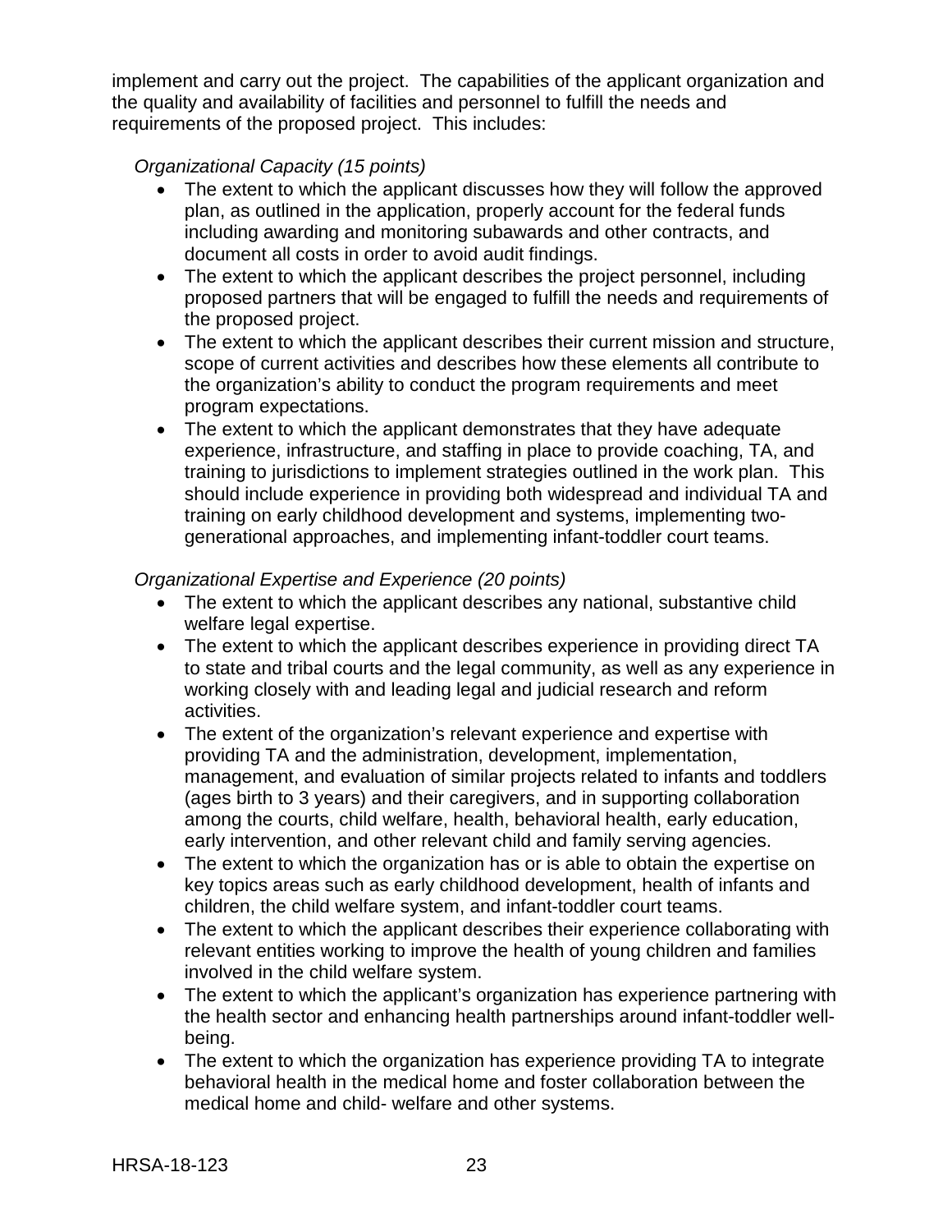implement and carry out the project. The capabilities of the applicant organization and the quality and availability of facilities and personnel to fulfill the needs and requirements of the proposed project. This includes:

*Organizational Capacity (15 points)*

- The extent to which the applicant discusses how they will follow the approved plan, as outlined in the application, properly account for the federal funds including awarding and monitoring subawards and other contracts, and document all costs in order to avoid audit findings.
- The extent to which the applicant describes the project personnel, including proposed partners that will be engaged to fulfill the needs and requirements of the proposed project.
- The extent to which the applicant describes their current mission and structure, scope of current activities and describes how these elements all contribute to the organization's ability to conduct the program requirements and meet program expectations.
- The extent to which the applicant demonstrates that they have adequate experience, infrastructure, and staffing in place to provide coaching, TA, and training to jurisdictions to implement strategies outlined in the work plan. This should include experience in providing both widespread and individual TA and training on early childhood development and systems, implementing two-generational approaches, and implementing infant-toddler court teams.

*Organizational Expertise and Experience (20 points)*

- The extent to which the applicant describes any national, substantive child welfare legal expertise.
- The extent to which the applicant describes experience in providing direct TA to state and tribal courts and the legal community, as well as any experience in working closely with and leading legal and judicial research and reform activities.
- The extent of the organization's relevant experience and expertise with providing TA and the administration, development, implementation, management, and evaluation of similar projects related to infants and toddlers (ages birth to 3 years) and their caregivers, and in supporting collaboration among the courts, child welfare, health, behavioral health, early education, early intervention, and other relevant child and family serving agencies.
- The extent to which the organization has or is able to obtain the expertise on key topics areas such as early childhood development, health of infants and children, the child welfare system, and infant-toddler court teams.
- The extent to which the applicant describes their experience collaborating with relevant entities working to improve the health of young children and families involved in the child welfare system.
- The extent to which the applicant's organization has experience partnering with the health sector and enhancing health partnerships around infant-toddler well-being.
- The extent to which the organization has experience providing TA to integrate behavioral health in the medical home and foster collaboration between the medical home and child- welfare and other systems.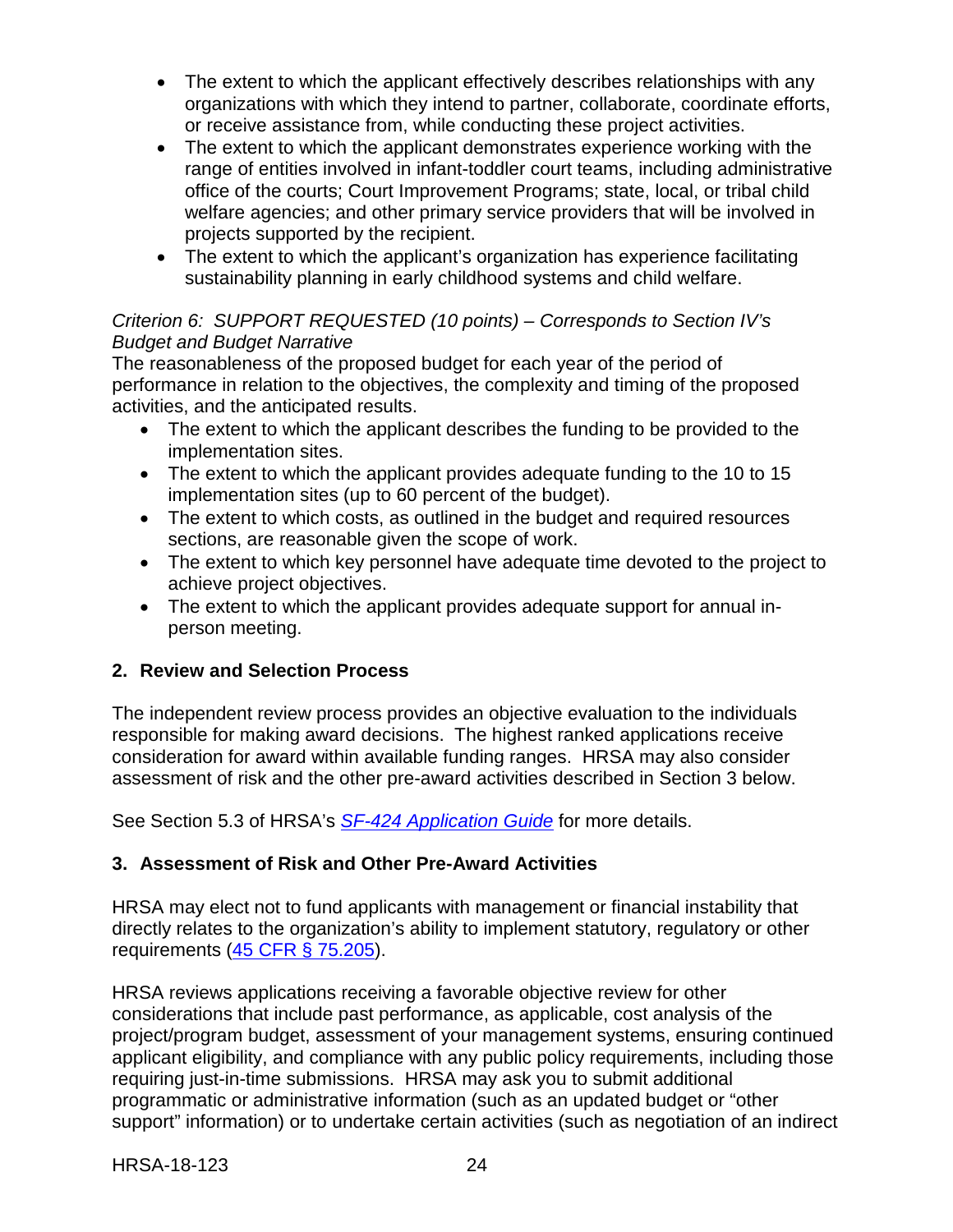- The extent to which the applicant effectively describes relationships with any organizations with which they intend to partner, collaborate, coordinate efforts, or receive assistance from, while conducting these project activities.
- The extent to which the applicant demonstrates experience working with the range of entities involved in infant-toddler court teams, including administrative office of the courts; Court Improvement Programs; state, local, or tribal child welfare agencies; and other primary service providers that will be involved in projects supported by the recipient.
- The extent to which the applicant's organization has experience facilitating sustainability planning in early childhood systems and child welfare.

*Criterion 6: SUPPORT REQUESTED (10 points) – Corresponds to Section IV's Budget and Budget Narrative*

The reasonableness of the proposed budget for each year of the period of performance in relation to the objectives, the complexity and timing of the proposed activities, and the anticipated results.

- The extent to which the applicant describes the funding to be provided to the implementation sites.
- The extent to which the applicant provides adequate funding to the 10 to 15 implementation sites (up to 60 percent of the budget).
- The extent to which costs, as outlined in the budget and required resources sections, are reasonable given the scope of work.
- The extent to which key personnel have adequate time devoted to the project to achieve project objectives.
- The extent to which the applicant provides adequate support for annual in-person meeting.

## 2. Review and Selection Process

The independent review process provides an objective evaluation to the individuals responsible for making award decisions. The highest ranked applications receive consideration for award within available funding ranges. HRSA may also consider assessment of risk and the other pre-award activities described in Section 3 below.

See Section 5.3 of HRSA's *SF-424 Application Guide* for more details.

## 3. Assessment of Risk and Other Pre-Award Activities

HRSA may elect not to fund applicants with management or financial instability that directly relates to the organization's ability to implement statutory, regulatory or other requirements (45 CFR § 75.205).

HRSA reviews applications receiving a favorable objective review for other considerations that include past performance, as applicable, cost analysis of the project/program budget, assessment of your management systems, ensuring continued applicant eligibility, and compliance with any public policy requirements, including those requiring just-in-time submissions. HRSA may ask you to submit additional programmatic or administrative information (such as an updated budget or "other support" information) or to undertake certain activities (such as negotiation of an indirect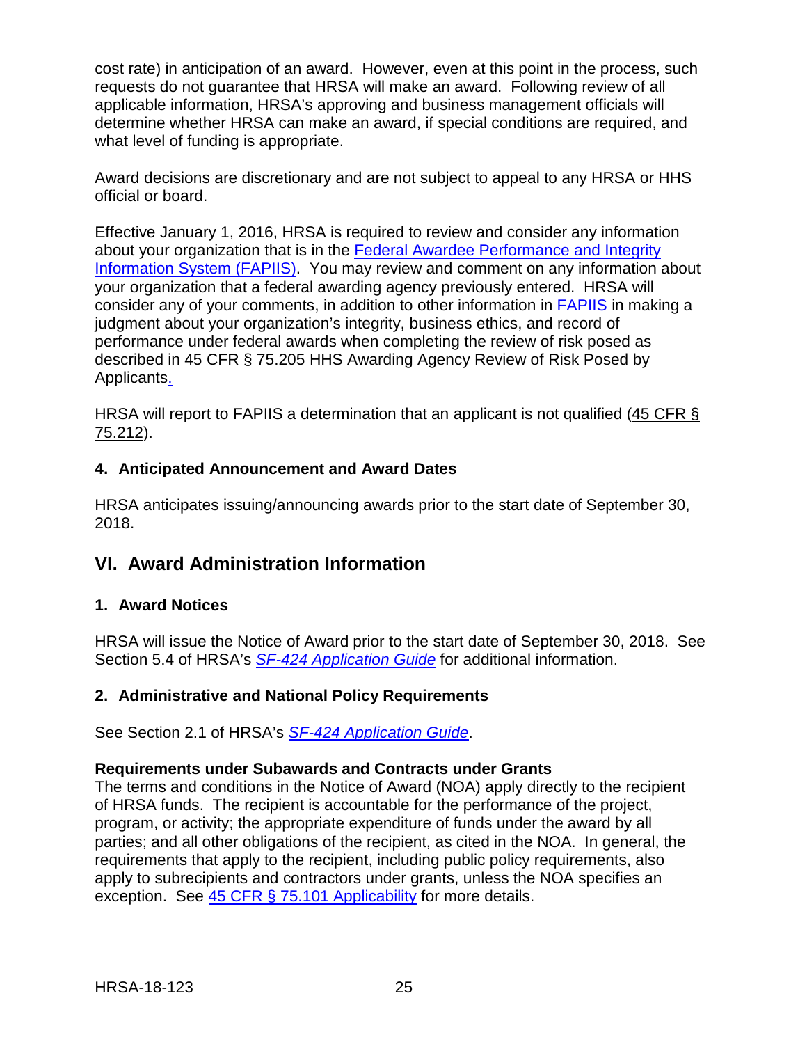cost rate) in anticipation of an award. However, even at this point in the process, such requests do not guarantee that HRSA will make an award. Following review of all applicable information, HRSA's approving and business management officials will determine whether HRSA can make an award, if special conditions are required, and what level of funding is appropriate.

Award decisions are discretionary and are not subject to appeal to any HRSA or HHS official or board.

Effective January 1, 2016, HRSA is required to review and consider any information about your organization that is in the Federal Awardee Performance and Integrity Information System (FAPIIS). You may review and comment on any information about your organization that a federal awarding agency previously entered. HRSA will consider any of your comments, in addition to other information in FAPIIS in making a judgment about your organization's integrity, business ethics, and record of performance under federal awards when completing the review of risk posed as described in 45 CFR § 75.205 HHS Awarding Agency Review of Risk Posed by Applicants.

HRSA will report to FAPIIS a determination that an applicant is not qualified (45 CFR § 75.212).

### 4. Anticipated Announcement and Award Dates

HRSA anticipates issuing/announcing awards prior to the start date of September 30, 2018.

## VI. Award Administration Information

### 1. Award Notices

HRSA will issue the Notice of Award prior to the start date of September 30, 2018. See Section 5.4 of HRSA's *SF-424 Application Guide* for additional information.

### 2. Administrative and National Policy Requirements

See Section 2.1 of HRSA's *SF-424 Application Guide*.

**Requirements under Subawards and Contracts under Grants**

The terms and conditions in the Notice of Award (NOA) apply directly to the recipient of HRSA funds. The recipient is accountable for the performance of the project, program, or activity; the appropriate expenditure of funds under the award by all parties; and all other obligations of the recipient, as cited in the NOA. In general, the requirements that apply to the recipient, including public policy requirements, also apply to subrecipients and contractors under grants, unless the NOA specifies an exception. See 45 CFR § 75.101 Applicability for more details.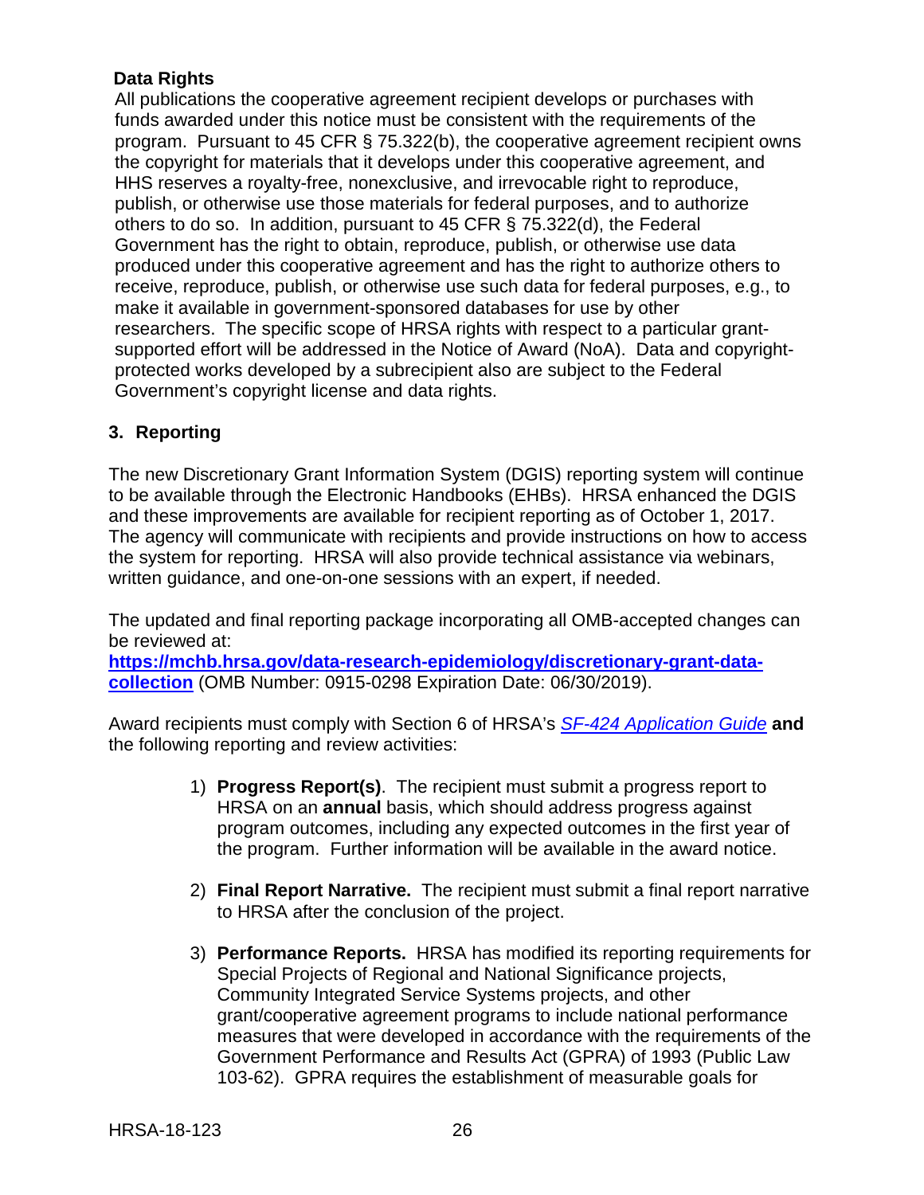**Data Rights**

All publications the cooperative agreement recipient develops or purchases with funds awarded under this notice must be consistent with the requirements of the program. Pursuant to 45 CFR § 75.322(b), the cooperative agreement recipient owns the copyright for materials that it develops under this cooperative agreement, and HHS reserves a royalty-free, nonexclusive, and irrevocable right to reproduce, publish, or otherwise use those materials for federal purposes, and to authorize others to do so. In addition, pursuant to 45 CFR § 75.322(d), the Federal Government has the right to obtain, reproduce, publish, or otherwise use data produced under this cooperative agreement and has the right to authorize others to receive, reproduce, publish, or otherwise use such data for federal purposes, e.g., to make it available in government-sponsored databases for use by other researchers. The specific scope of HRSA rights with respect to a particular grant-supported effort will be addressed in the Notice of Award (NoA). Data and copyright-protected works developed by a subrecipient also are subject to the Federal Government's copyright license and data rights.

### 3. Reporting

The new Discretionary Grant Information System (DGIS) reporting system will continue to be available through the Electronic Handbooks (EHBs). HRSA enhanced the DGIS and these improvements are available for recipient reporting as of October 1, 2017. The agency will communicate with recipients and provide instructions on how to access the system for reporting. HRSA will also provide technical assistance via webinars, written guidance, and one-on-one sessions with an expert, if needed.

The updated and final reporting package incorporating all OMB-accepted changes can be reviewed at: **https://mchb.hrsa.gov/data-research-epidemiology/discretionary-grant-data-collection** (OMB Number: 0915-0298 Expiration Date: 06/30/2019).

Award recipients must comply with Section 6 of HRSA's *SF-424 Application Guide* **and** the following reporting and review activities:

1) **Progress Report(s)**. The recipient must submit a progress report to HRSA on an **annual** basis, which should address progress against program outcomes, including any expected outcomes in the first year of the program. Further information will be available in the award notice.

2) **Final Report Narrative.** The recipient must submit a final report narrative to HRSA after the conclusion of the project.

3) **Performance Reports.** HRSA has modified its reporting requirements for Special Projects of Regional and National Significance projects, Community Integrated Service Systems projects, and other grant/cooperative agreement programs to include national performance measures that were developed in accordance with the requirements of the Government Performance and Results Act (GPRA) of 1993 (Public Law 103-62). GPRA requires the establishment of measurable goals for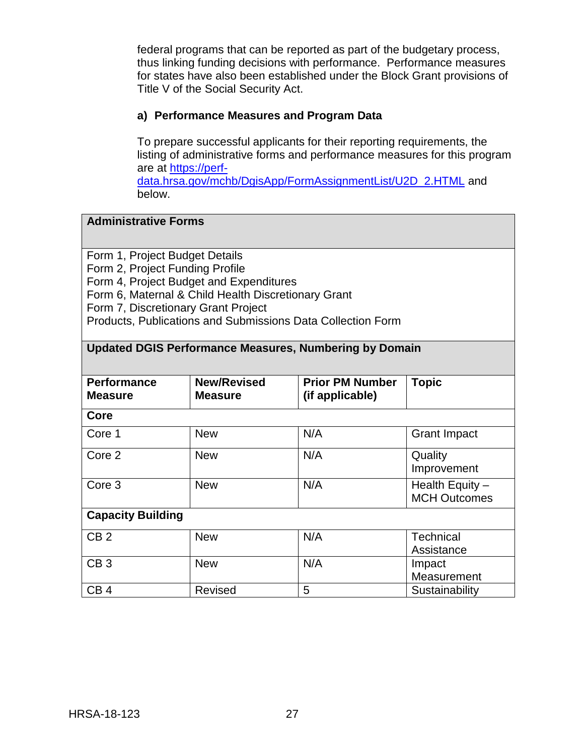federal programs that can be reported as part of the budgetary process, thus linking funding decisions with performance. Performance measures for states have also been established under the Block Grant provisions of Title V of the Social Security Act.

### a) Performance Measures and Program Data

To prepare successful applicants for their reporting requirements, the listing of administrative forms and performance measures for this program are at [https://perf-data.hrsa.gov/mchb/DgisApp/FormAssignmentList/U2D_2.HTML](https://perf-data.hrsa.gov/mchb/DgisApp/FormAssignmentList/U2D_2.HTML) and below.

| **Administrative Forms** | | | |
|---|---|---|---|
| Form 1, Project Budget Details<br>Form 2, Project Funding Profile<br>Form 4, Project Budget and Expenditures<br>Form 6, Maternal & Child Health Discretionary Grant<br>Form 7, Discretionary Grant Project<br>Products, Publications and Submissions Data Collection Form | | | |
| **Updated DGIS Performance Measures, Numbering by Domain** | | | |
| **Performance Measure** | **New/Revised Measure** | **Prior PM Number (if applicable)** | **Topic** |
| **Core** | | | |
| Core 1 | New | N/A | Grant Impact |
| Core 2 | New | N/A | Quality Improvement |
| Core 3 | New | N/A | Health Equity – MCH Outcomes |
| **Capacity Building** | | | |
| CB 2 | New | N/A | Technical Assistance |
| CB 3 | New | N/A | Impact Measurement |
| CB 4 | Revised | 5 | Sustainability |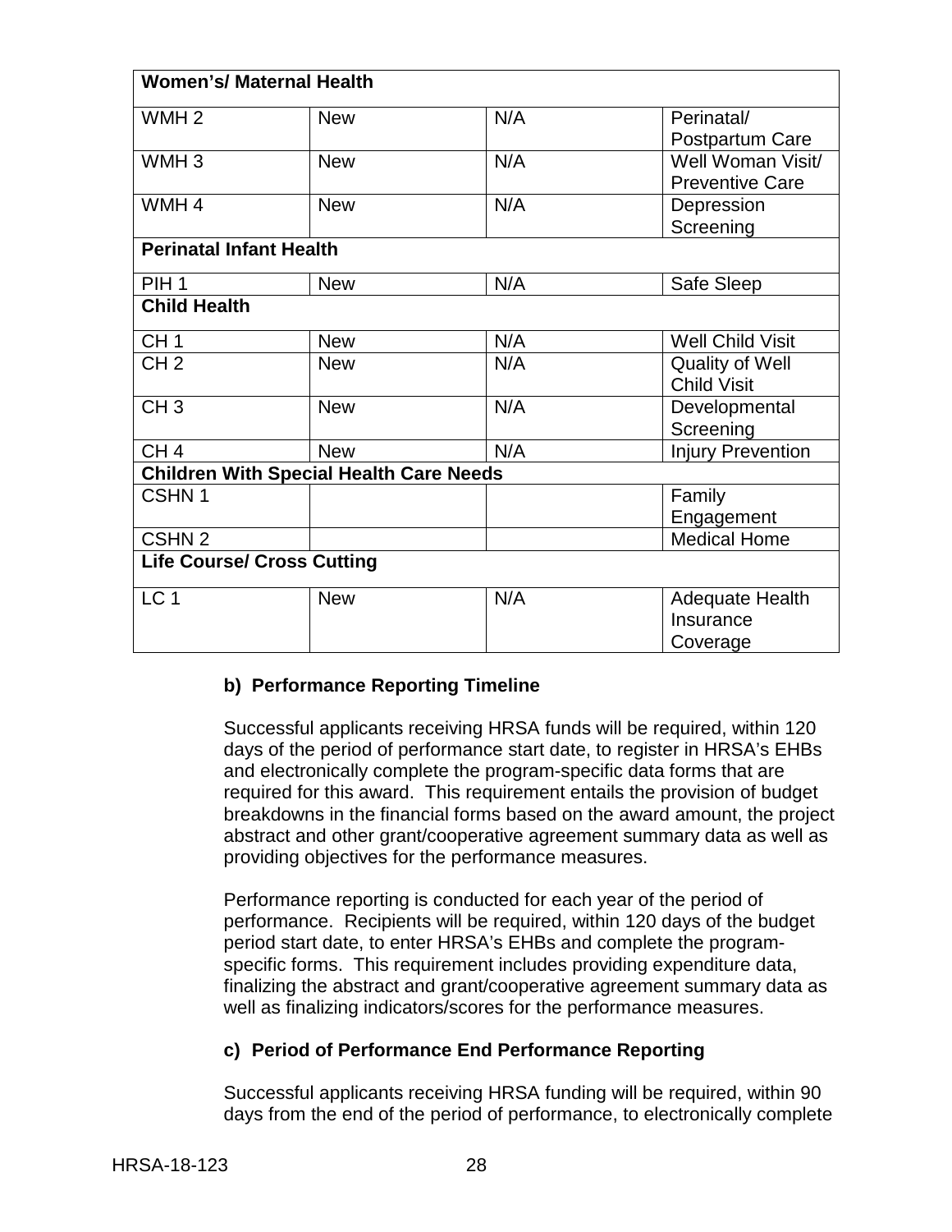| Women's/ Maternal Health | | | |
|---|---|---|---|
| WMH 2 | New | N/A | Perinatal/ Postpartum Care |
| WMH 3 | New | N/A | Well Woman Visit/ Preventive Care |
| WMH 4 | New | N/A | Depression Screening |
| **Perinatal Infant Health** | | | |
| PIH 1 | New | N/A | Safe Sleep |
| **Child Health** | | | |
| CH 1 | New | N/A | Well Child Visit |
| CH 2 | New | N/A | Quality of Well Child Visit |
| CH 3 | New | N/A | Developmental Screening |
| CH 4 | New | N/A | Injury Prevention |
| **Children With Special Health Care Needs** | | | |
| CSHN 1 | | | Family Engagement |
| CSHN 2 | | | Medical Home |
| **Life Course/ Cross Cutting** | | | |
| LC 1 | New | N/A | Adequate Health Insurance Coverage |

**b) Performance Reporting Timeline**

Successful applicants receiving HRSA funds will be required, within 120 days of the period of performance start date, to register in HRSA's EHBs and electronically complete the program-specific data forms that are required for this award. This requirement entails the provision of budget breakdowns in the financial forms based on the award amount, the project abstract and other grant/cooperative agreement summary data as well as providing objectives for the performance measures.

Performance reporting is conducted for each year of the period of performance. Recipients will be required, within 120 days of the budget period start date, to enter HRSA's EHBs and complete the program-specific forms. This requirement includes providing expenditure data, finalizing the abstract and grant/cooperative agreement summary data as well as finalizing indicators/scores for the performance measures.

**c) Period of Performance End Performance Reporting**

Successful applicants receiving HRSA funding will be required, within 90 days from the end of the period of performance, to electronically complete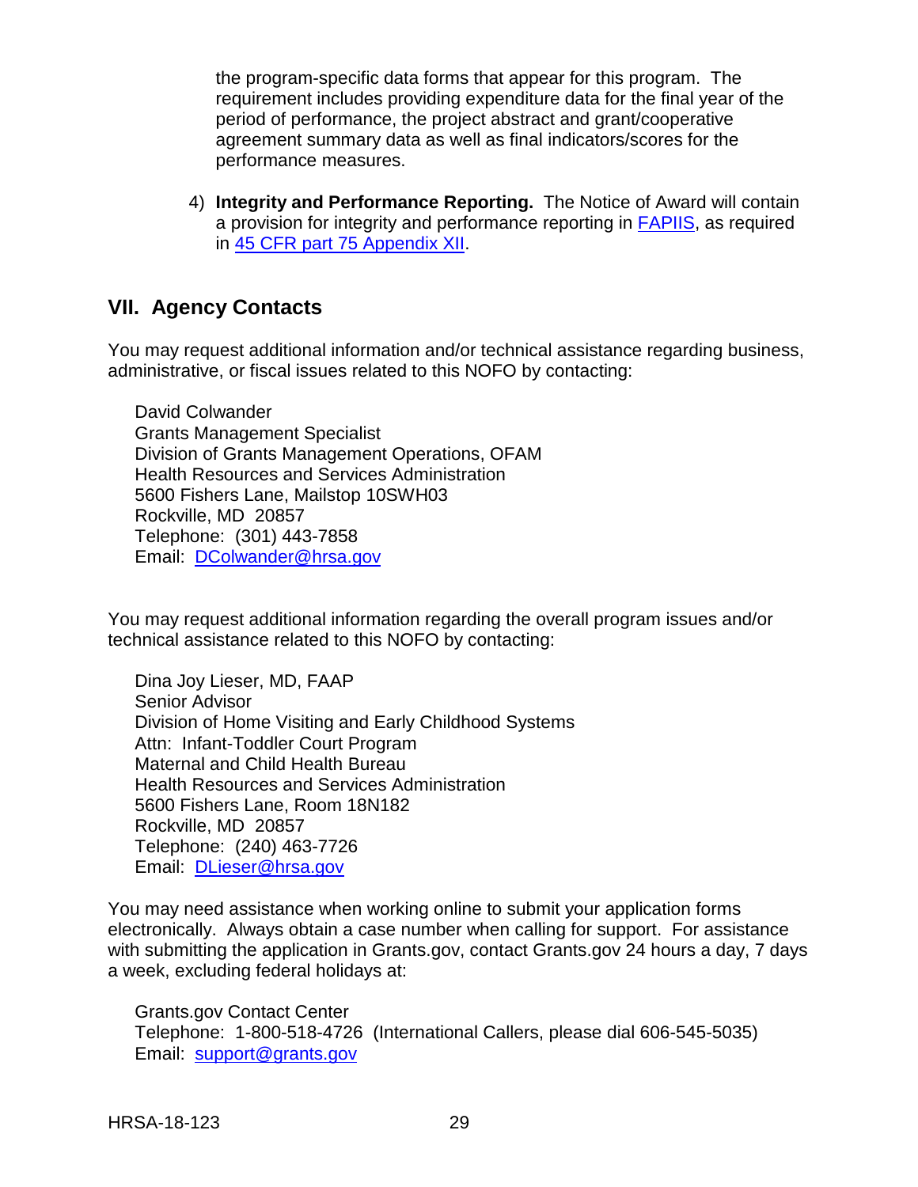the program-specific data forms that appear for this program. The requirement includes providing expenditure data for the final year of the period of performance, the project abstract and grant/cooperative agreement summary data as well as final indicators/scores for the performance measures.

4) **Integrity and Performance Reporting.** The Notice of Award will contain a provision for integrity and performance reporting in FAPIIS, as required in 45 CFR part 75 Appendix XII.

## VII. Agency Contacts

You may request additional information and/or technical assistance regarding business, administrative, or fiscal issues related to this NOFO by contacting:

David Colwander  
Grants Management Specialist  
Division of Grants Management Operations, OFAM  
Health Resources and Services Administration  
5600 Fishers Lane, Mailstop 10SWH03  
Rockville, MD 20857  
Telephone: (301) 443-7858  
Email: DColwander@hrsa.gov

You may request additional information regarding the overall program issues and/or technical assistance related to this NOFO by contacting:

Dina Joy Lieser, MD, FAAP  
Senior Advisor  
Division of Home Visiting and Early Childhood Systems  
Attn: Infant-Toddler Court Program  
Maternal and Child Health Bureau  
Health Resources and Services Administration  
5600 Fishers Lane, Room 18N182  
Rockville, MD 20857  
Telephone: (240) 463-7726  
Email: DLieser@hrsa.gov

You may need assistance when working online to submit your application forms electronically. Always obtain a case number when calling for support. For assistance with submitting the application in Grants.gov, contact Grants.gov 24 hours a day, 7 days a week, excluding federal holidays at:

Grants.gov Contact Center  
Telephone: 1-800-518-4726 (International Callers, please dial 606-545-5035)  
Email: support@grants.gov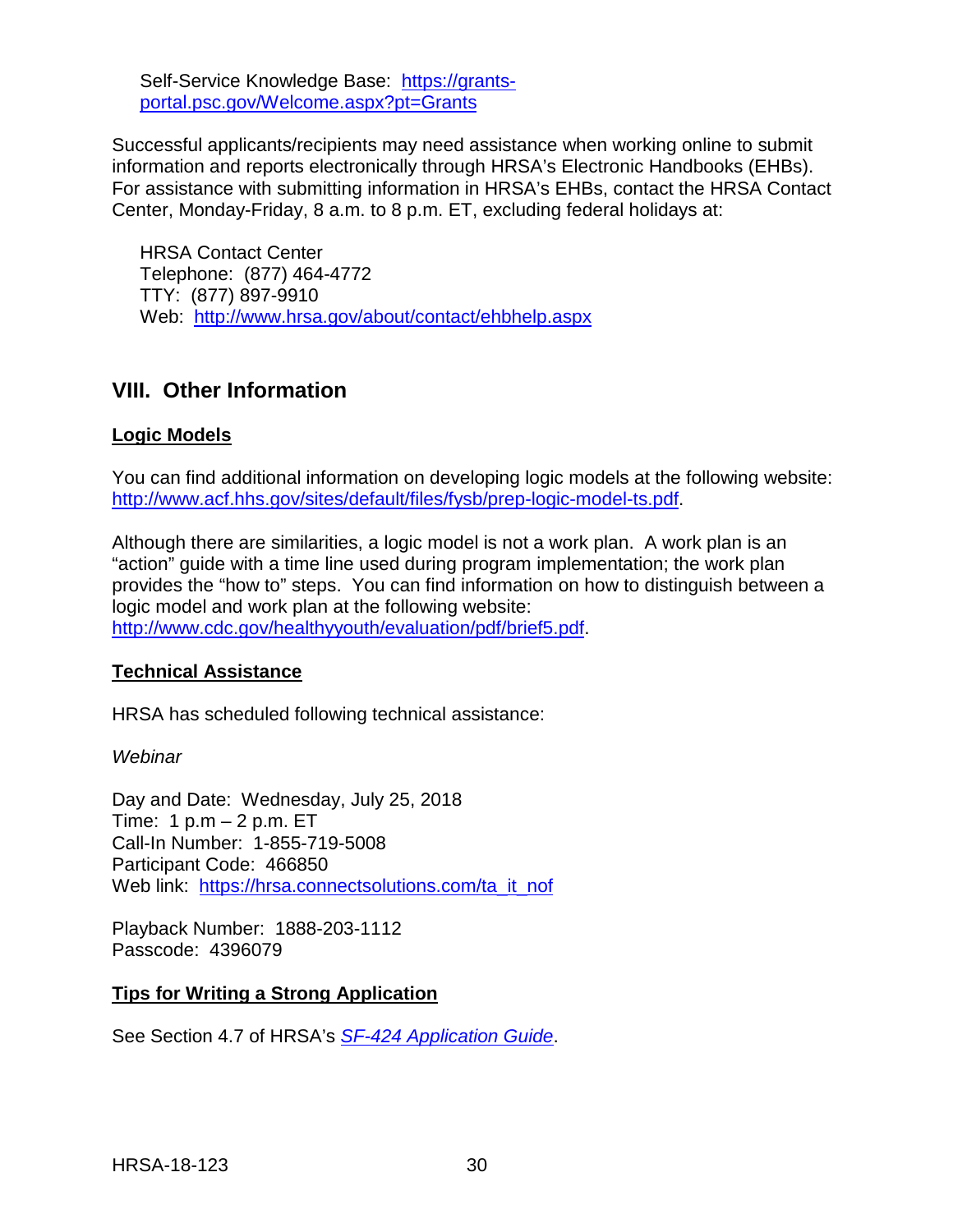Self-Service Knowledge Base: [https://grants-portal.psc.gov/Welcome.aspx?pt=Grants](https://grants-portal.psc.gov/Welcome.aspx?pt=Grants)

Successful applicants/recipients may need assistance when working online to submit information and reports electronically through HRSA's Electronic Handbooks (EHBs). For assistance with submitting information in HRSA's EHBs, contact the HRSA Contact Center, Monday-Friday, 8 a.m. to 8 p.m. ET, excluding federal holidays at:

HRSA Contact Center
Telephone: (877) 464-4772
TTY: (877) 897-9910
Web: [http://www.hrsa.gov/about/contact/ehbhelp.aspx](http://www.hrsa.gov/about/contact/ehbhelp.aspx)

## VIII. Other Information

**Logic Models**

You can find additional information on developing logic models at the following website: [http://www.acf.hhs.gov/sites/default/files/fysb/prep-logic-model-ts.pdf](http://www.acf.hhs.gov/sites/default/files/fysb/prep-logic-model-ts.pdf).

Although there are similarities, a logic model is not a work plan. A work plan is an "action" guide with a time line used during program implementation; the work plan provides the "how to" steps. You can find information on how to distinguish between a logic model and work plan at the following website: [http://www.cdc.gov/healthyyouth/evaluation/pdf/brief5.pdf](http://www.cdc.gov/healthyyouth/evaluation/pdf/brief5.pdf).

**Technical Assistance**

HRSA has scheduled following technical assistance:

*Webinar*

Day and Date: Wednesday, July 25, 2018
Time: 1 p.m – 2 p.m. ET
Call-In Number: 1-855-719-5008
Participant Code: 466850
Web link: [https://hrsa.connectsolutions.com/ta_it_nof](https://hrsa.connectsolutions.com/ta_it_nof)

Playback Number: 1888-203-1112
Passcode: 4396079

**Tips for Writing a Strong Application**

See Section 4.7 of HRSA's *SF-424 Application Guide*.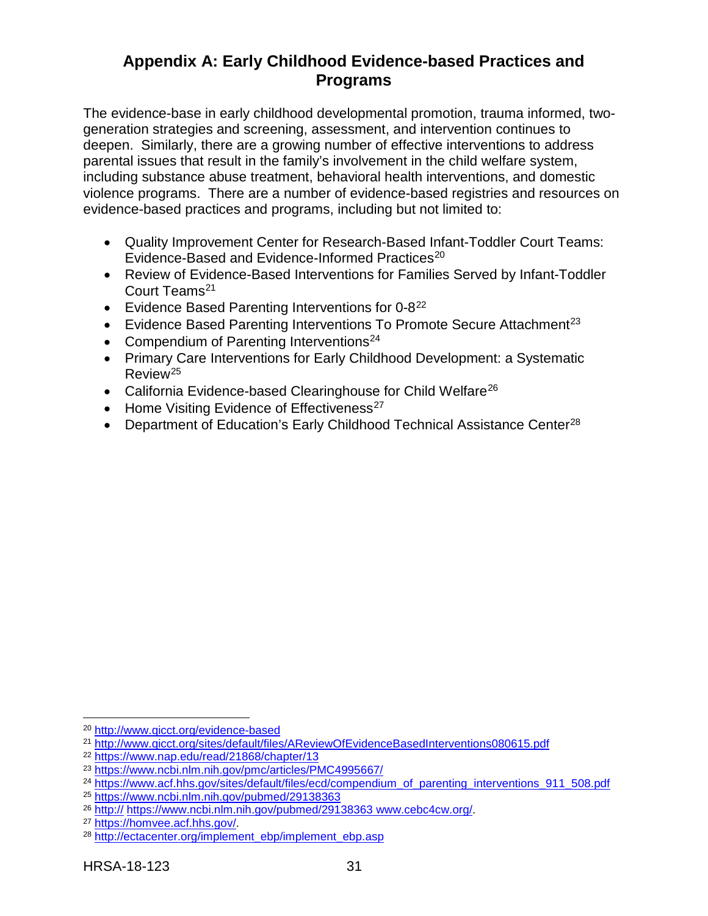## Appendix A: Early Childhood Evidence-based Practices and Programs

The evidence-base in early childhood developmental promotion, trauma informed, two-generation strategies and screening, assessment, and intervention continues to deepen. Similarly, there are a growing number of effective interventions to address parental issues that result in the family's involvement in the child welfare system, including substance abuse treatment, behavioral health interventions, and domestic violence programs. There are a number of evidence-based registries and resources on evidence-based practices and programs, including but not limited to:

- Quality Improvement Center for Research-Based Infant-Toddler Court Teams: Evidence-Based and Evidence-Informed Practices[20]
- Review of Evidence-Based Interventions for Families Served by Infant-Toddler Court Teams[21]
- Evidence Based Parenting Interventions for 0-8[22]
- Evidence Based Parenting Interventions To Promote Secure Attachment[23]
- Compendium of Parenting Interventions[24]
- Primary Care Interventions for Early Childhood Development: a Systematic Review[25]
- California Evidence-based Clearinghouse for Child Welfare[26]
- Home Visiting Evidence of Effectiveness[27]
- Department of Education's Early Childhood Technical Assistance Center[28]

---

[20] http://www.qicct.org/evidence-based
[21] http://www.qicct.org/sites/default/files/AReviewOfEvidenceBasedInterventions080615.pdf
[22] https://www.nap.edu/read/21868/chapter/13
[23] https://www.ncbi.nlm.nih.gov/pmc/articles/PMC4995667/
[24] https://www.acf.hhs.gov/sites/default/files/ecd/compendium_of_parenting_interventions_911_508.pdf
[25] https://www.ncbi.nlm.nih.gov/pubmed/29138363
[26] http:// https://www.ncbi.nlm.nih.gov/pubmed/29138363 www.cebc4cw.org/.
[27] https://homvee.acf.hhs.gov/.
[28] http://ectacenter.org/implement_ebp/implement_ebp.asp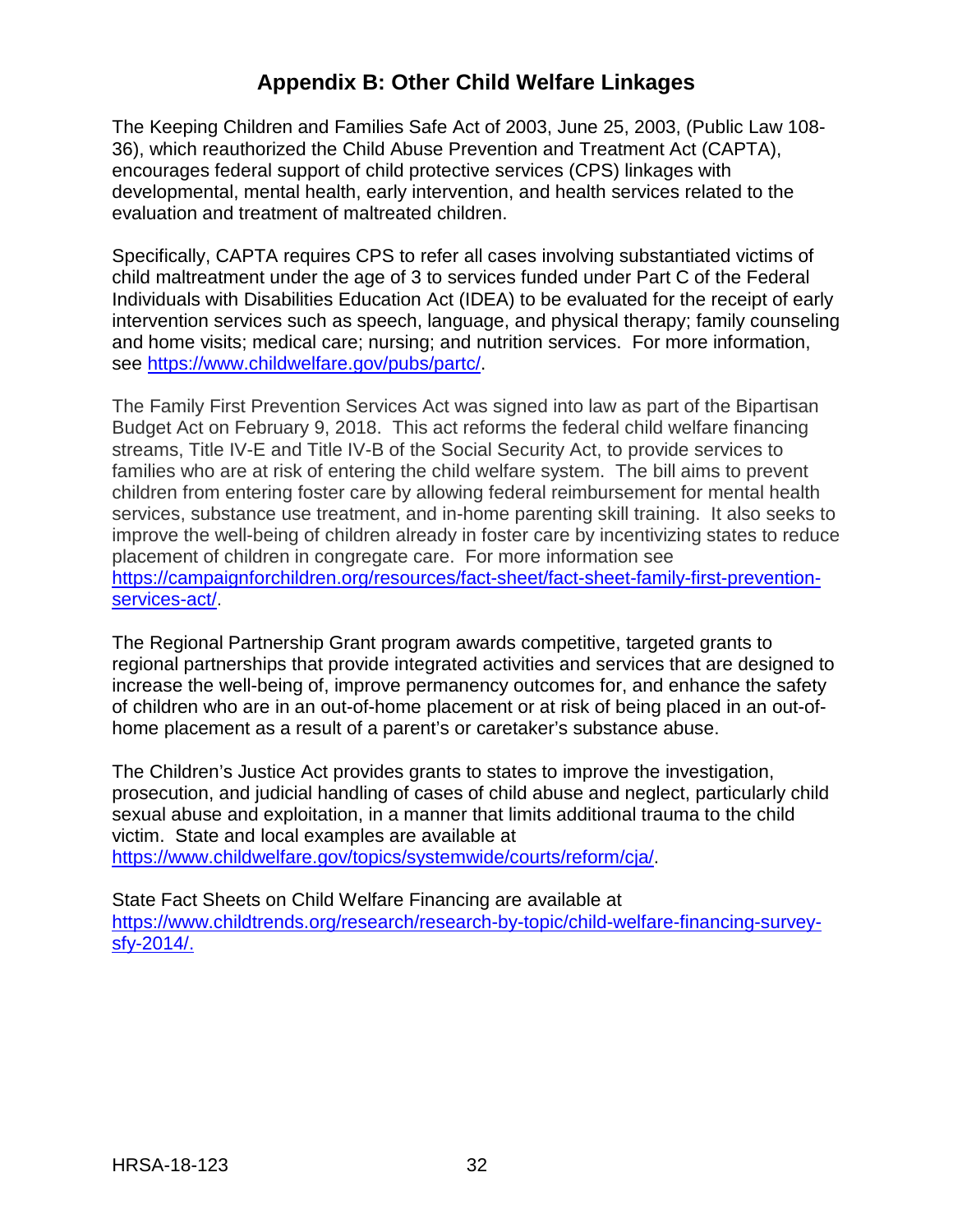## Appendix B: Other Child Welfare Linkages

The Keeping Children and Families Safe Act of 2003, June 25, 2003, (Public Law 108-36), which reauthorized the Child Abuse Prevention and Treatment Act (CAPTA), encourages federal support of child protective services (CPS) linkages with developmental, mental health, early intervention, and health services related to the evaluation and treatment of maltreated children.

Specifically, CAPTA requires CPS to refer all cases involving substantiated victims of child maltreatment under the age of 3 to services funded under Part C of the Federal Individuals with Disabilities Education Act (IDEA) to be evaluated for the receipt of early intervention services such as speech, language, and physical therapy; family counseling and home visits; medical care; nursing; and nutrition services. For more information, see https://www.childwelfare.gov/pubs/partc/.

The Family First Prevention Services Act was signed into law as part of the Bipartisan Budget Act on February 9, 2018. This act reforms the federal child welfare financing streams, Title IV-E and Title IV-B of the Social Security Act, to provide services to families who are at risk of entering the child welfare system. The bill aims to prevent children from entering foster care by allowing federal reimbursement for mental health services, substance use treatment, and in-home parenting skill training. It also seeks to improve the well-being of children already in foster care by incentivizing states to reduce placement of children in congregate care. For more information see https://campaignforchildren.org/resources/fact-sheet/fact-sheet-family-first-prevention-services-act/.

The Regional Partnership Grant program awards competitive, targeted grants to regional partnerships that provide integrated activities and services that are designed to increase the well-being of, improve permanency outcomes for, and enhance the safety of children who are in an out-of-home placement or at risk of being placed in an out-of-home placement as a result of a parent's or caretaker's substance abuse.

The Children's Justice Act provides grants to states to improve the investigation, prosecution, and judicial handling of cases of child abuse and neglect, particularly child sexual abuse and exploitation, in a manner that limits additional trauma to the child victim. State and local examples are available at https://www.childwelfare.gov/topics/systemwide/courts/reform/cja/.

State Fact Sheets on Child Welfare Financing are available at https://www.childtrends.org/research/research-by-topic/child-welfare-financing-survey-sfy-2014/.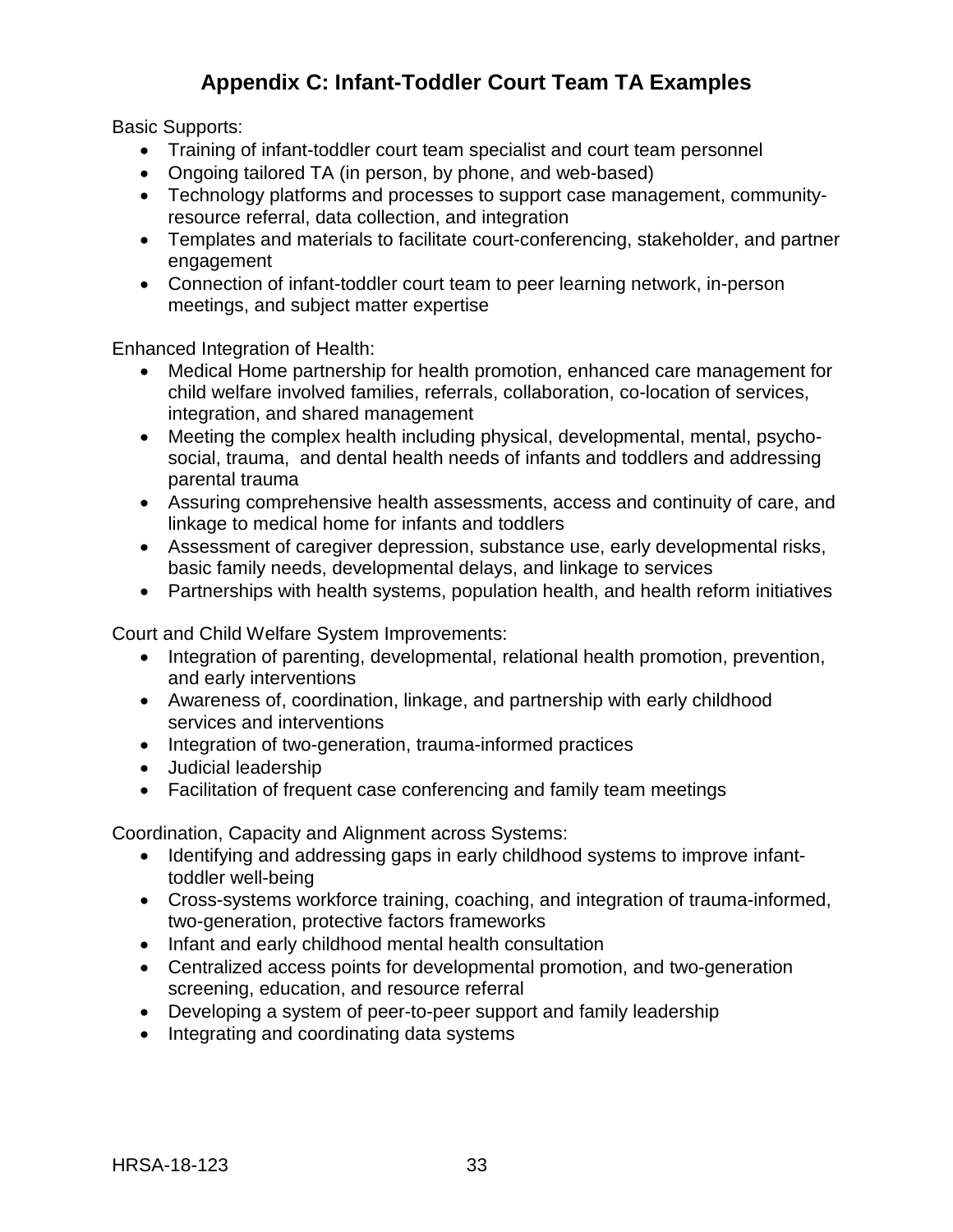# Appendix C: Infant-Toddler Court Team TA Examples

Basic Supports:

- Training of infant-toddler court team specialist and court team personnel
- Ongoing tailored TA (in person, by phone, and web-based)
- Technology platforms and processes to support case management, community-resource referral, data collection, and integration
- Templates and materials to facilitate court-conferencing, stakeholder, and partner engagement
- Connection of infant-toddler court team to peer learning network, in-person meetings, and subject matter expertise

Enhanced Integration of Health:

- Medical Home partnership for health promotion, enhanced care management for child welfare involved families, referrals, collaboration, co-location of services, integration, and shared management
- Meeting the complex health including physical, developmental, mental, psycho-social, trauma, and dental health needs of infants and toddlers and addressing parental trauma
- Assuring comprehensive health assessments, access and continuity of care, and linkage to medical home for infants and toddlers
- Assessment of caregiver depression, substance use, early developmental risks, basic family needs, developmental delays, and linkage to services
- Partnerships with health systems, population health, and health reform initiatives

Court and Child Welfare System Improvements:

- Integration of parenting, developmental, relational health promotion, prevention, and early interventions
- Awareness of, coordination, linkage, and partnership with early childhood services and interventions
- Integration of two-generation, trauma-informed practices
- Judicial leadership
- Facilitation of frequent case conferencing and family team meetings

Coordination, Capacity and Alignment across Systems:

- Identifying and addressing gaps in early childhood systems to improve infant-toddler well-being
- Cross-systems workforce training, coaching, and integration of trauma-informed, two-generation, protective factors frameworks
- Infant and early childhood mental health consultation
- Centralized access points for developmental promotion, and two-generation screening, education, and resource referral
- Developing a system of peer-to-peer support and family leadership
- Integrating and coordinating data systems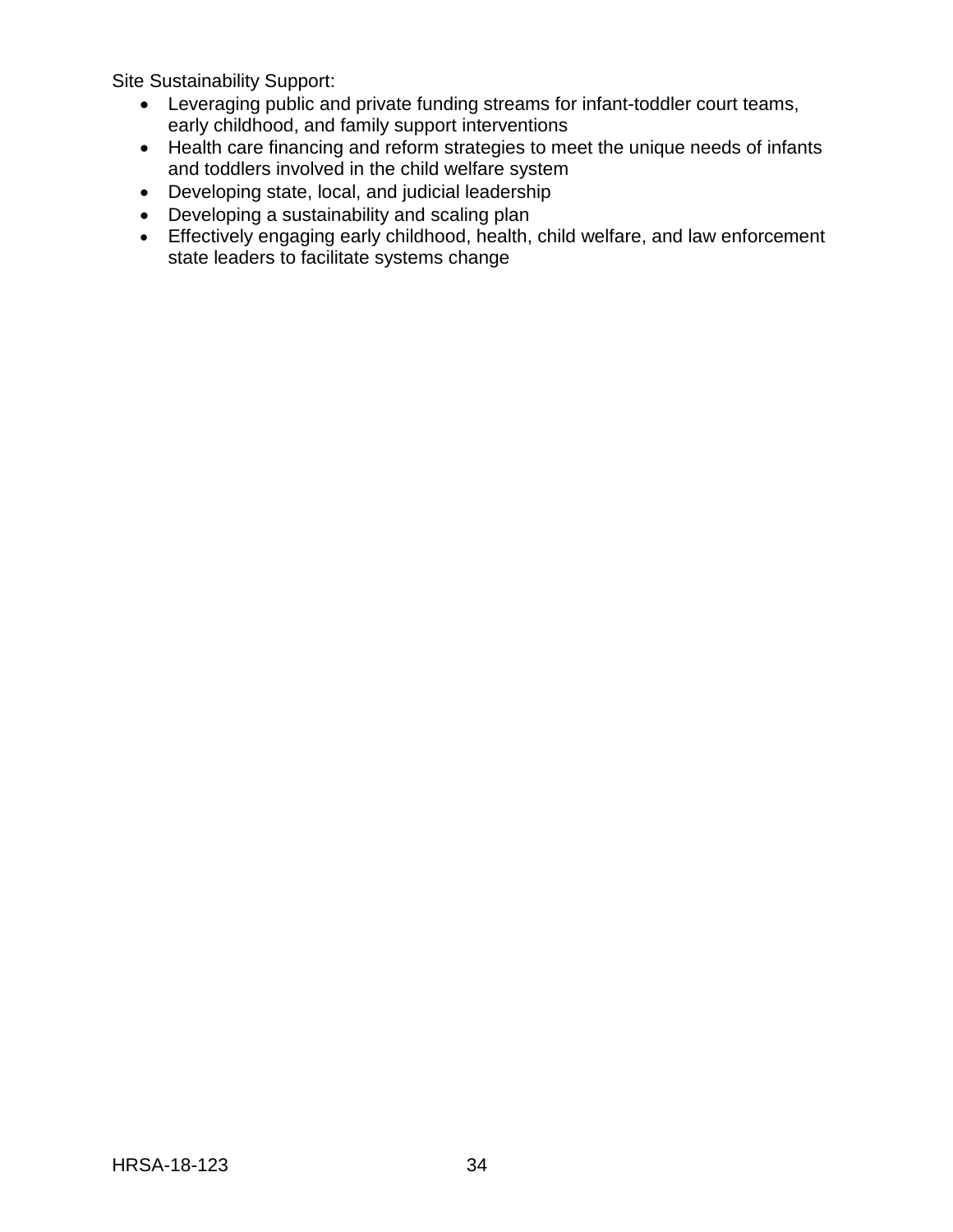Site Sustainability Support:

- Leveraging public and private funding streams for infant-toddler court teams, early childhood, and family support interventions
- Health care financing and reform strategies to meet the unique needs of infants and toddlers involved in the child welfare system
- Developing state, local, and judicial leadership
- Developing a sustainability and scaling plan
- Effectively engaging early childhood, health, child welfare, and law enforcement state leaders to facilitate systems change